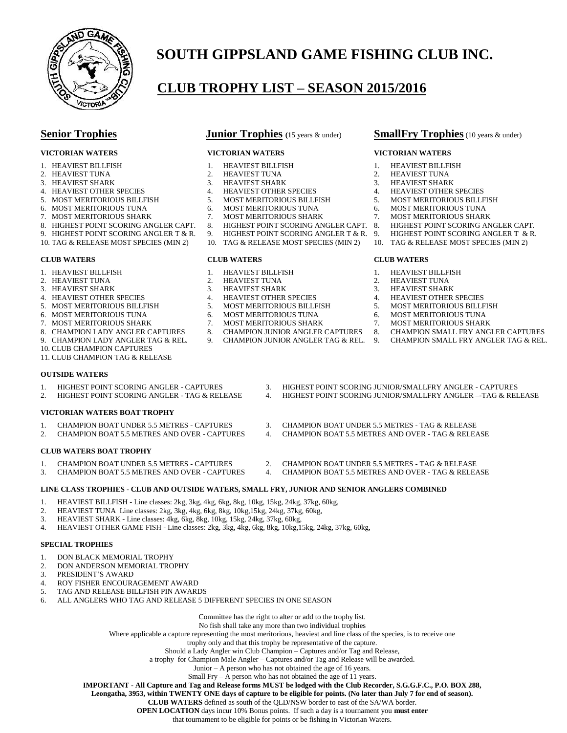# SOUTH GIPPSLAND GAME FISHING CLUB INC.

## CLUB TROPHY LIST – SEASON 2015/2016

## Senior Trophies

**VICTORIAN WATERS**

1. HEAVIEST BILLFISH
2. HEAVIEST TUNA
3. HEAVIEST SHARK
4. HEAVIEST OTHER SPECIES
5. MOST MERITORIOUS BILLFISH
6. MOST MERITORIOUS TUNA
7. MOST MERITORIOUS SHARK
8. HIGHEST POINT SCORING ANGLER CAPT.
9. HIGHEST POINT SCORING ANGLER T & R.
10. TAG & RELEASE MOST SPECIES (MIN 2)

**CLUB WATERS**

1. HEAVIEST BILLFISH
2. HEAVIEST TUNA
3. HEAVIEST SHARK
4. HEAVIEST OTHER SPECIES
5. MOST MERITORIOUS BILLFISH
6. MOST MERITORIOUS TUNA
7. MOST MERITORIOUS SHARK
8. CHAMPION LADY ANGLER CAPTURES
9. CHAMPION LADY ANGLER TAG & REL.
10. CLUB CHAMPION CAPTURES
11. CLUB CHAMPION TAG & RELEASE

## Junior Trophies (15 years & under)

**VICTORIAN WATERS**

1. HEAVIEST BILLFISH
2. HEAVIEST TUNA
3. HEAVIEST SHARK
4. HEAVIEST OTHER SPECIES
5. MOST MERITORIOUS BILLFISH
6. MOST MERITORIOUS TUNA
7. MOST MERITORIOUS SHARK
8. HIGHEST POINT SCORING ANGLER CAPT.
9. HIGHEST POINT SCORING ANGLER T & R.
10. TAG & RELEASE MOST SPECIES (MIN 2)

**CLUB WATERS**

1. HEAVIEST BILLFISH
2. HEAVIEST TUNA
3. HEAVIEST SHARK
4. HEAVIEST OTHER SPECIES
5. MOST MERITORIOUS BILLFISH
6. MOST MERITORIOUS TUNA
7. MOST MERITORIOUS SHARK
8. CHAMPION JUNIOR ANGLER CAPTURES
9. CHAMPION JUNIOR ANGLER TAG & REL.

## SmallFry Trophies (10 years & under)

**VICTORIAN WATERS**

1. HEAVIEST BILLFISH
2. HEAVIEST TUNA
3. HEAVIEST SHARK
4. HEAVIEST OTHER SPECIES
5. MOST MERITORIOUS BILLFISH
6. MOST MERITORIOUS TUNA
7. MOST MERITORIOUS SHARK
8. HIGHEST POINT SCORING ANGLER CAPT.
9. HIGHEST POINT SCORING ANGLER T & R.
10. TAG & RELEASE MOST SPECIES (MIN 2)

**CLUB WATERS**

1. HEAVIEST BILLFISH
2. HEAVIEST TUNA
3. HEAVIEST SHARK
4. HEAVIEST OTHER SPECIES
5. MOST MERITORIOUS BILLFISH
6. MOST MERITORIOUS TUNA
7. MOST MERITORIOUS SHARK
8. CHAMPION SMALL FRY ANGLER CAPTURES
9. CHAMPION SMALL FRY ANGLER TAG & REL.

**OUTSIDE WATERS**

1. HIGHEST POINT SCORING ANGLER - CAPTURES
2. HIGHEST POINT SCORING ANGLER - TAG & RELEASE
3. HIGHEST POINT SCORING JUNIOR/SMALLFRY ANGLER - CAPTURES
4. HIGHEST POINT SCORING JUNIOR/SMALLFRY ANGLER –-TAG & RELEASE

**VICTORIAN WATERS BOAT TROPHY**

1. CHAMPION BOAT UNDER 5.5 METRES - CAPTURES
2. CHAMPION BOAT 5.5 METRES AND OVER - CAPTURES
3. CHAMPION BOAT UNDER 5.5 METRES - TAG & RELEASE
4. CHAMPION BOAT 5.5 METRES AND OVER - TAG & RELEASE

**CLUB WATERS BOAT TROPHY**

1. CHAMPION BOAT UNDER 5.5 METRES - CAPTURES
2. CHAMPION BOAT UNDER 5.5 METRES - TAG & RELEASE
3. CHAMPION BOAT 5.5 METRES AND OVER - CAPTURES
4. CHAMPION BOAT 5.5 METRES AND OVER - TAG & RELEASE

**LINE CLASS TROPHIES - CLUB AND OUTSIDE WATERS, SMALL FRY, JUNIOR AND SENIOR ANGLERS COMBINED**

1. HEAVIEST BILLFISH - Line classes: 2kg, 3kg, 4kg, 6kg, 8kg, 10kg, 15kg, 24kg, 37kg, 60kg,
2. HEAVIEST TUNA Line classes: 2kg, 3kg, 4kg, 6kg, 8kg, 10kg,15kg, 24kg, 37kg, 60kg,
3. HEAVIEST SHARK - Line classes: 4kg, 6kg, 8kg, 10kg, 15kg, 24kg, 37kg, 60kg,
4. HEAVIEST OTHER GAME FISH - Line classes: 2kg, 3kg, 4kg, 6kg, 8kg, 10kg,15kg, 24kg, 37kg, 60kg,

**SPECIAL TROPHIES**

1. DON BLACK MEMORIAL TROPHY
2. DON ANDERSON MEMORIAL TROPHY
3. PRESIDENT'S AWARD
4. ROY FISHER ENCOURAGEMENT AWARD
5. TAG AND RELEASE BILLFISH PIN AWARDS
6. ALL ANGLERS WHO TAG AND RELEASE 5 DIFFERENT SPECIES IN ONE SEASON

Committee has the right to alter or add to the trophy list.
No fish shall take any more than two individual trophies
Where applicable a capture representing the most meritorious, heaviest and line class of the species, is to receive one trophy only and that this trophy be representative of the capture.
Should a Lady Angler win Club Champion – Captures and/or Tag and Release, a trophy for Champion Male Angler – Captures and/or Tag and Release will be awarded.
Junior – A person who has not obtained the age of 16 years.
Small Fry – A person who has not obtained the age of 11 years.

**IMPORTANT - All Capture and Tag and Release forms MUST be lodged with the Club Recorder, S.G.G.F.C., P.O. BOX 288, Leongatha, 3953, within TWENTY ONE days of capture to be eligible for points. (No later than July 7 for end of season).**

**CLUB WATERS** defined as south of the QLD/NSW border to east of the SA/WA border.

**OPEN LOCATION** days incur 10% Bonus points. If such a day is a tournament you **must enter** that tournament to be eligible for points or be fishing in Victorian Waters.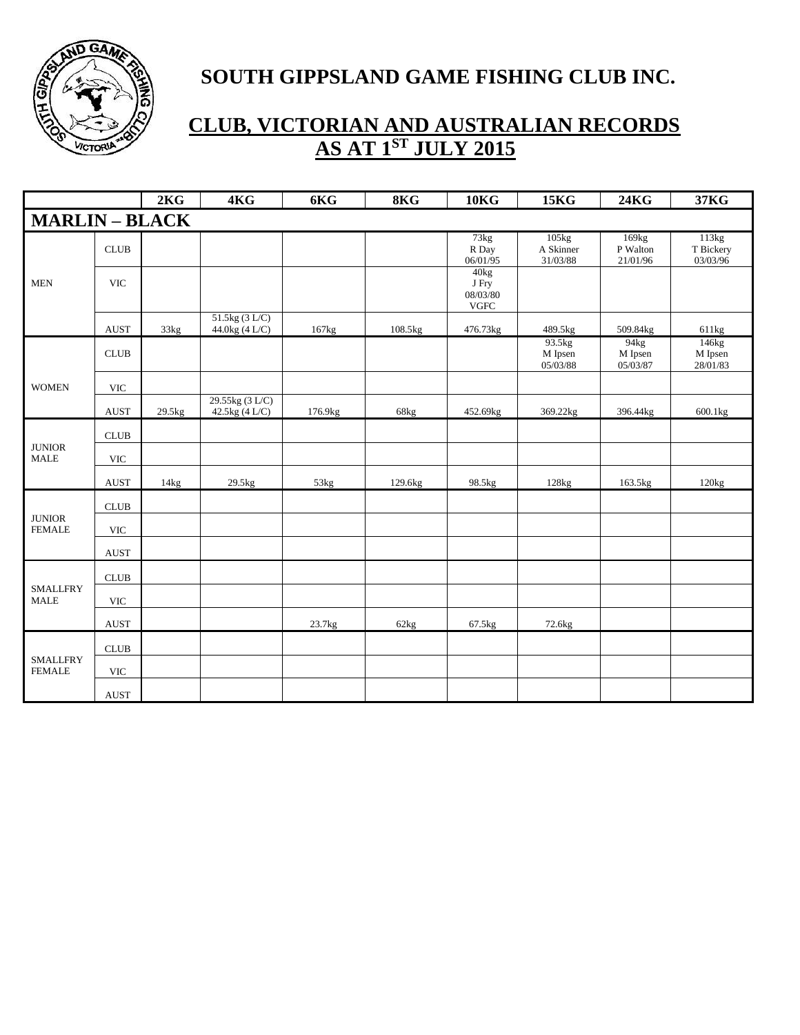# SOUTH GIPPSLAND GAME FISHING CLUB INC.

## CLUB, VICTORIAN AND AUSTRALIAN RECORDS AS AT 1ST JULY 2015

| | | 2KG | 4KG | 6KG | 8KG | 10KG | 15KG | 24KG | 37KG |
|---|---|---|---|---|---|---|---|---|---|
| **MARLIN – BLACK** | | | | | | | | | |
| MEN | CLUB | | | | | 73kg R Day 06/01/95 | 105kg A Skinner 31/03/88 | 169kg P Walton 21/01/96 | 113kg T Bickery 03/03/96 |
| | VIC | | | | | 40kg J Fry 08/03/80 VGFC | | | |
| | AUST | 33kg | 51.5kg (3 L/C) 44.0kg (4 L/C) | 167kg | 108.5kg | 476.73kg | 489.5kg | 509.84kg | 611kg |
| WOMEN | CLUB | | | | | | 93.5kg M Ipsen 05/03/88 | 94kg M Ipsen 05/03/87 | 146kg M Ipsen 28/01/83 |
| | VIC | | | | | | | | |
| | AUST | 29.5kg | 29.55kg (3 L/C) 42.5kg (4 L/C) | 176.9kg | 68kg | 452.69kg | 369.22kg | 396.44kg | 600.1kg |
| JUNIOR MALE | CLUB | | | | | | | | |
| | VIC | | | | | | | | |
| | AUST | 14kg | 29.5kg | 53kg | 129.6kg | 98.5kg | 128kg | 163.5kg | 120kg |
| JUNIOR FEMALE | CLUB | | | | | | | | |
| | VIC | | | | | | | | |
| | AUST | | | | | | | | |
| SMALLFRY MALE | CLUB | | | | | | | | |
| | VIC | | | | | | | | |
| | AUST | | | 23.7kg | 62kg | 67.5kg | 72.6kg | | |
| SMALLFRY FEMALE | CLUB | | | | | | | | |
| | VIC | | | | | | | | |
| | AUST | | | | | | | | |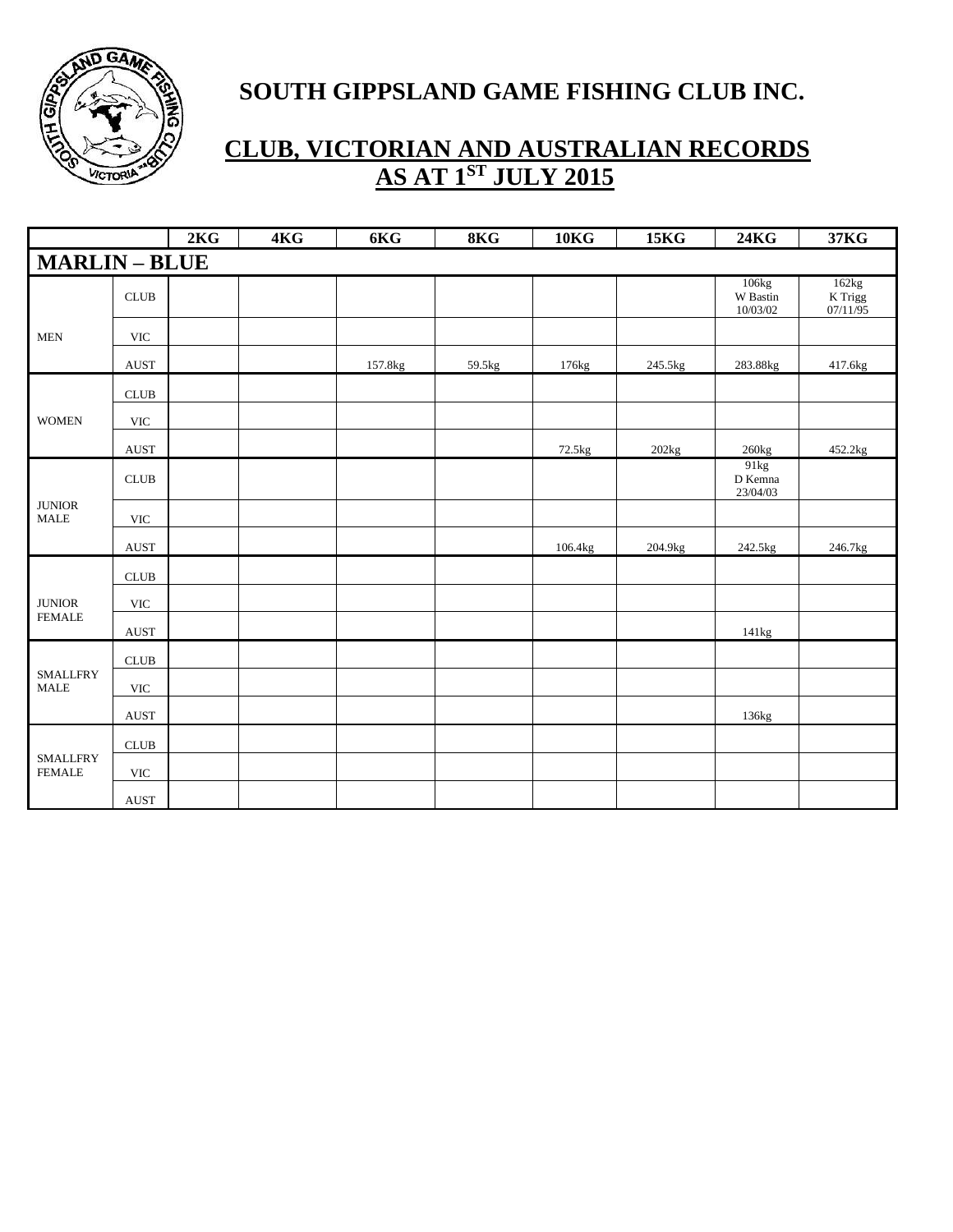# SOUTH GIPPSLAND GAME FISHING CLUB INC.

## CLUB, VICTORIAN AND AUSTRALIAN RECORDS AS AT 1ST JULY 2015

| | | 2KG | 4KG | 6KG | 8KG | 10KG | 15KG | 24KG | 37KG |
|---|---|---|---|---|---|---|---|---|---|
| **MARLIN – BLUE** | | | | | | | | | |
| MEN | CLUB | | | | | | | 106kg W Bastin 10/03/02 | 162kg K Trigg 07/11/95 |
| | VIC | | | | | | | | |
| | AUST | | | 157.8kg | 59.5kg | 176kg | 245.5kg | 283.88kg | 417.6kg |
| WOMEN | CLUB | | | | | | | | |
| | VIC | | | | | | | | |
| | AUST | | | | | 72.5kg | 202kg | 260kg | 452.2kg |
| JUNIOR MALE | CLUB | | | | | | | 91kg D Kemna 23/04/03 | |
| | VIC | | | | | | | | |
| | AUST | | | | | 106.4kg | 204.9kg | 242.5kg | 246.7kg |
| JUNIOR FEMALE | CLUB | | | | | | | | |
| | VIC | | | | | | | | |
| | AUST | | | | | | | 141kg | |
| SMALLFRY MALE | CLUB | | | | | | | | |
| | VIC | | | | | | | | |
| | AUST | | | | | | | 136kg | |
| SMALLFRY FEMALE | CLUB | | | | | | | | |
| | VIC | | | | | | | | |
| | AUST | | | | | | | | |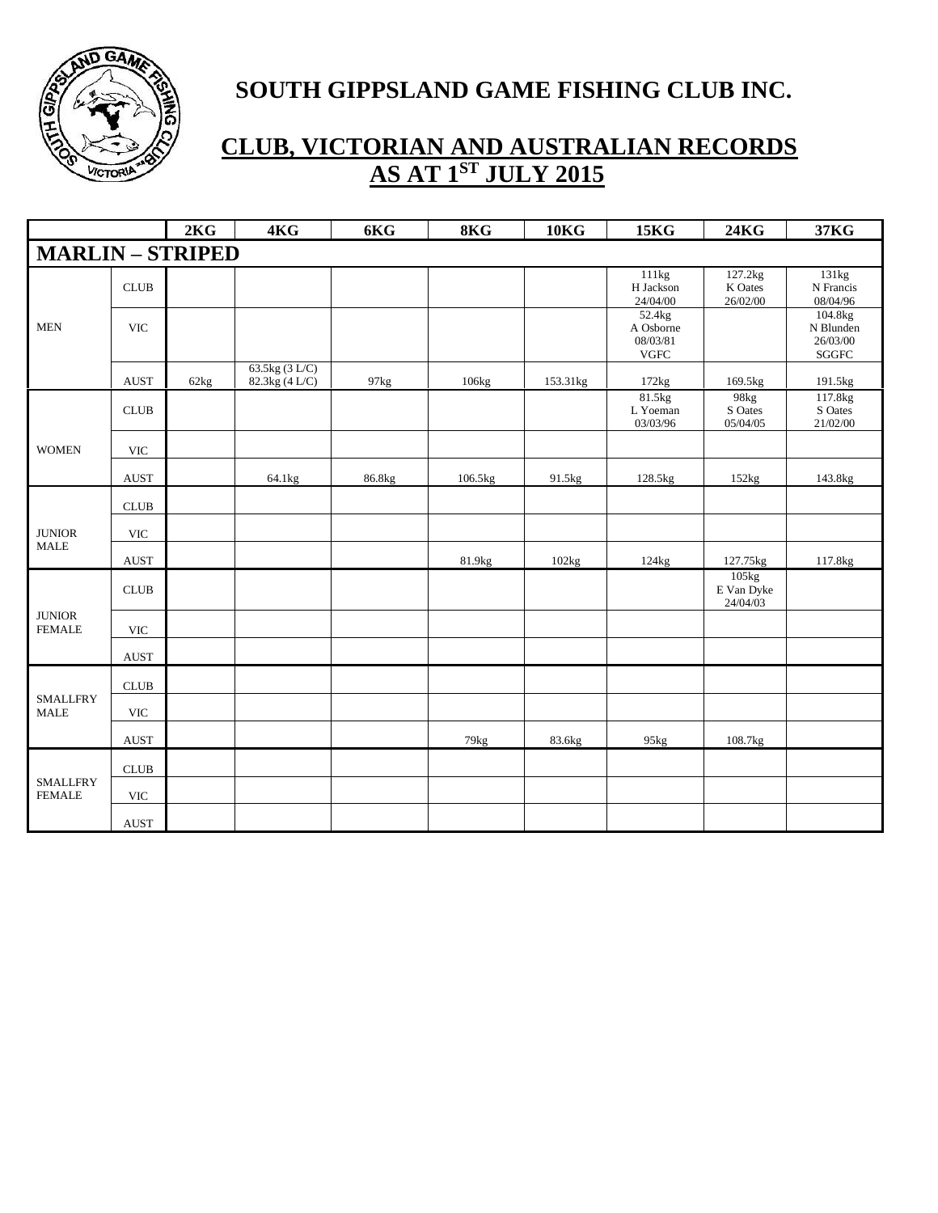# SOUTH GIPPSLAND GAME FISHING CLUB INC.

## CLUB, VICTORIAN AND AUSTRALIAN RECORDS AS AT 1ST JULY 2015

| | | 2KG | 4KG | 6KG | 8KG | 10KG | 15KG | 24KG | 37KG |
|---|---|---|---|---|---|---|---|---|---|
| **MARLIN – STRIPED** | | | | | | | | | |
| MEN | CLUB | | | | | | 111kg H Jackson 24/04/00 | 127.2kg K Oates 26/02/00 | 131kg N Francis 08/04/96 |
| | VIC | | | | | | 52.4kg A Osborne 08/03/81 VGFC | | 104.8kg N Blunden 26/03/00 SGGFC |
| | AUST | 62kg | 63.5kg (3 L/C) 82.3kg (4 L/C) | 97kg | 106kg | 153.31kg | 172kg | 169.5kg | 191.5kg |
| WOMEN | CLUB | | | | | | 81.5kg L Yoeman 03/03/96 | 98kg S Oates 05/04/05 | 117.8kg S Oates 21/02/00 |
| | VIC | | | | | | | | |
| | AUST | | 64.1kg | 86.8kg | 106.5kg | 91.5kg | 128.5kg | 152kg | 143.8kg |
| JUNIOR MALE | CLUB | | | | | | | | |
| | VIC | | | | | | | | |
| | AUST | | | | 81.9kg | 102kg | 124kg | 127.75kg | 117.8kg |
| JUNIOR FEMALE | CLUB | | | | | | | 105kg E Van Dyke 24/04/03 | |
| | VIC | | | | | | | | |
| | AUST | | | | | | | | |
| SMALLFRY MALE | CLUB | | | | | | | | |
| | VIC | | | | | | | | |
| | AUST | | | | 79kg | 83.6kg | 95kg | 108.7kg | |
| SMALLFRY FEMALE | CLUB | | | | | | | | |
| | VIC | | | | | | | | |
| | AUST | | | | | | | | |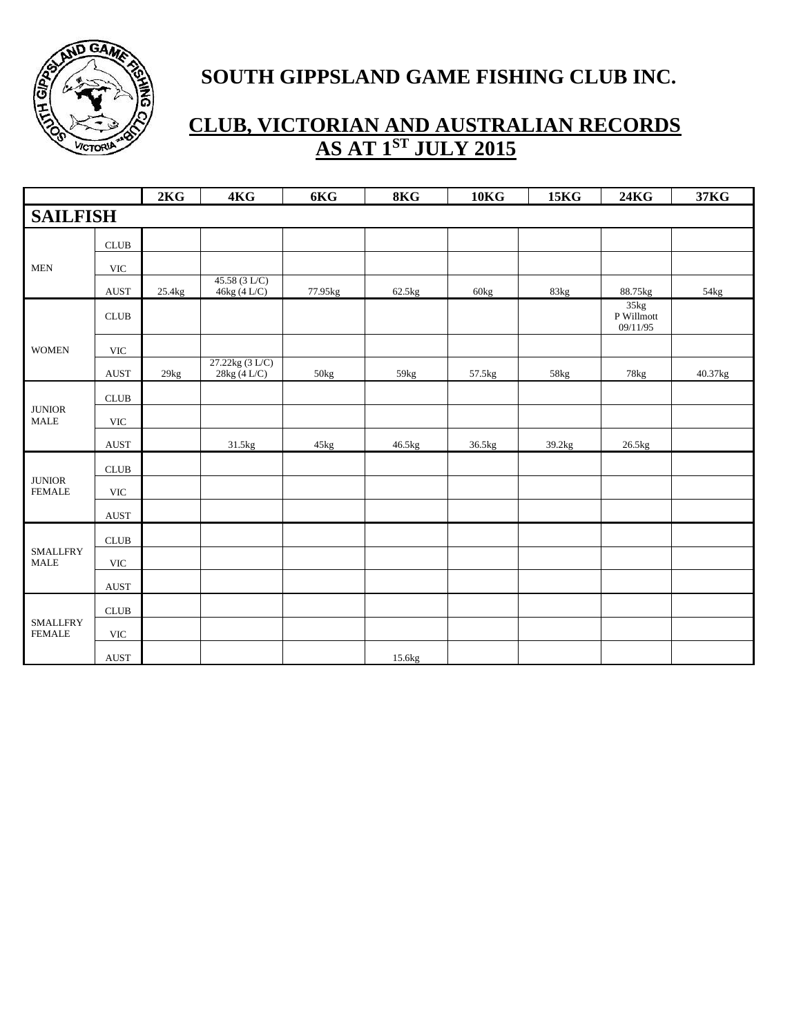# SOUTH GIPPSLAND GAME FISHING CLUB INC.

## CLUB, VICTORIAN AND AUSTRALIAN RECORDS AS AT 1ST JULY 2015

| | | 2KG | 4KG | 6KG | 8KG | 10KG | 15KG | 24KG | 37KG |
|---|---|---|---|---|---|---|---|---|---|
| **SAILFISH** | | | | | | | | | |
| MEN | CLUB | | | | | | | | |
| | VIC | | | | | | | | |
| | AUST | 25.4kg | 45.58 (3 L/C) 46kg (4 L/C) | 77.95kg | 62.5kg | 60kg | 83kg | 88.75kg | 54kg |
| WOMEN | CLUB | | | | | | | 35kg P Willmott 09/11/95 | |
| | VIC | | | | | | | | |
| | AUST | 29kg | 27.22kg (3 L/C) 28kg (4 L/C) | 50kg | 59kg | 57.5kg | 58kg | 78kg | 40.37kg |
| JUNIOR MALE | CLUB | | | | | | | | |
| | VIC | | | | | | | | |
| | AUST | | 31.5kg | 45kg | 46.5kg | 36.5kg | 39.2kg | 26.5kg | |
| JUNIOR FEMALE | CLUB | | | | | | | | |
| | VIC | | | | | | | | |
| | AUST | | | | | | | | |
| SMALLFRY MALE | CLUB | | | | | | | | |
| | VIC | | | | | | | | |
| | AUST | | | | | | | | |
| SMALLFRY FEMALE | CLUB | | | | | | | | |
| | VIC | | | | | | | | |
| | AUST | | | | 15.6kg | | | | |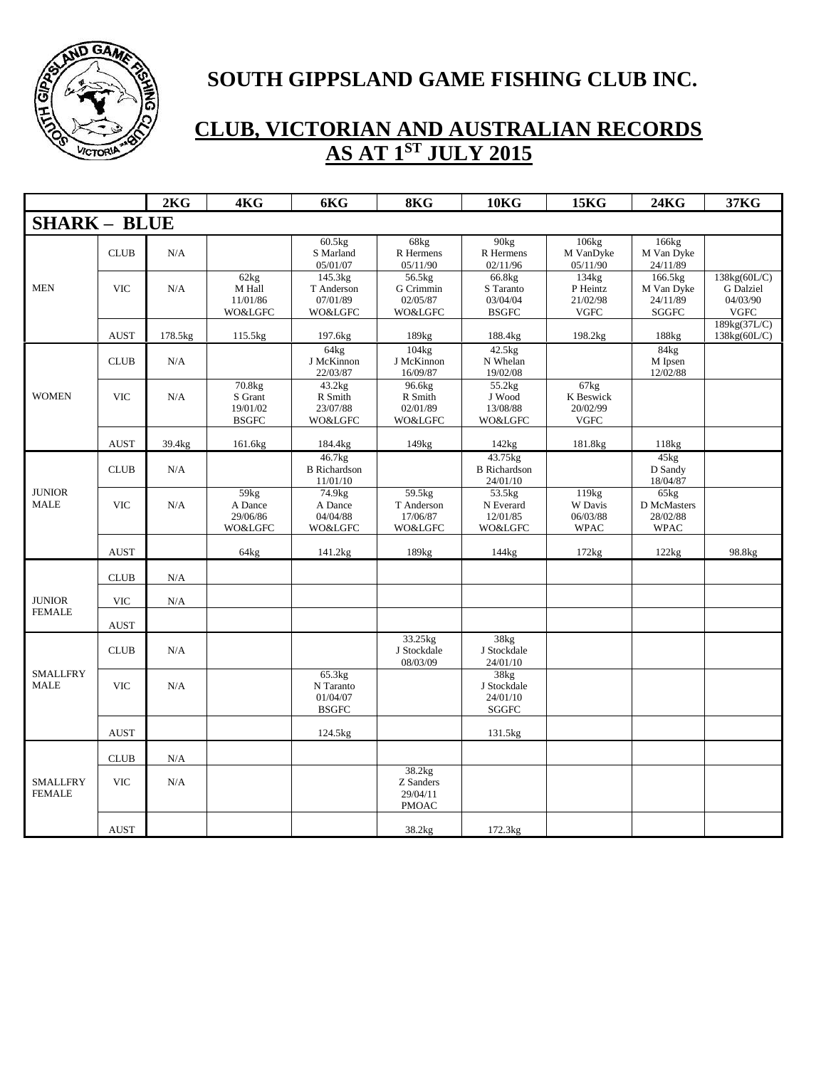# SOUTH GIPPSLAND GAME FISHING CLUB INC.

## CLUB, VICTORIAN AND AUSTRALIAN RECORDS AS AT 1ST JULY 2015

| | | 2KG | 4KG | 6KG | 8KG | 10KG | 15KG | 24KG | 37KG |
|---|---|---|---|---|---|---|---|---|---|
| **SHARK – BLUE** | | | | | | | | | |
| MEN | CLUB | N/A | | 60.5kg S Marland 05/01/07 | 68kg R Hermens 05/11/90 | 90kg R Hermens 02/11/96 | 106kg M VanDyke 05/11/90 | 166kg M Van Dyke 24/11/89 | |
| | VIC | N/A | 62kg M Hall 11/01/86 WO&LGFC | 145.3kg T Anderson 07/01/89 WO&LGFC | 56.5kg G Crimmin 02/05/87 WO&LGFC | 66.8kg S Taranto 03/04/04 BSGFC | 134kg P Heintz 21/02/98 VGFC | 166.5kg M Van Dyke 24/11/89 SGGFC | 138kg(60L/C) G Dalziel 04/03/90 VGFC |
| | AUST | 178.5kg | 115.5kg | 197.6kg | 189kg | 188.4kg | 198.2kg | 188kg | 189kg(37L/C) 138kg(60L/C) |
| WOMEN | CLUB | N/A | | 64kg J McKinnon 22/03/87 | 104kg J McKinnon 16/09/87 | 42.5kg N Whelan 19/02/08 | | 84kg M Ipsen 12/02/88 | |
| | VIC | N/A | 70.8kg S Grant 19/01/02 BSGFC | 43.2kg R Smith 23/07/88 WO&LGFC | 96.6kg R Smith 02/01/89 WO&LGFC | 55.2kg J Wood 13/08/88 WO&LGFC | 67kg K Beswick 20/02/99 VGFC | | |
| | AUST | 39.4kg | 161.6kg | 184.4kg | 149kg | 142kg | 181.8kg | 118kg | |
| JUNIOR MALE | CLUB | N/A | | 46.7kg B Richardson 11/01/10 | | 43.75kg B Richardson 24/01/10 | | 45kg D Sandy 18/04/87 | |
| | VIC | N/A | 59kg A Dance 29/06/86 WO&LGFC | 74.9kg A Dance 04/04/88 WO&LGFC | 59.5kg T Anderson 17/06/87 WO&LGFC | 53.5kg N Everard 12/01/85 WO&LGFC | 119kg W Davis 06/03/88 WPAC | 65kg D McMasters 28/02/88 WPAC | |
| | AUST | | 64kg | 141.2kg | 189kg | 144kg | 172kg | 122kg | 98.8kg |
| JUNIOR FEMALE | CLUB | N/A | | | | | | | |
| | VIC | N/A | | | | | | | |
| | AUST | | | | | | | | |
| SMALLFRY MALE | CLUB | N/A | | | 33.25kg J Stockdale 08/03/09 | 38kg J Stockdale 24/01/10 | | | |
| | VIC | N/A | | 65.3kg N Taranto 01/04/07 BSGFC | | 38kg J Stockdale 24/01/10 SGGFC | | | |
| | AUST | | | 124.5kg | | 131.5kg | | | |
| SMALLFRY FEMALE | CLUB | N/A | | | | | | | |
| | VIC | N/A | | | 38.2kg Z Sanders 29/04/11 PMOAC | | | | |
| | AUST | | | | 38.2kg | 172.3kg | | | |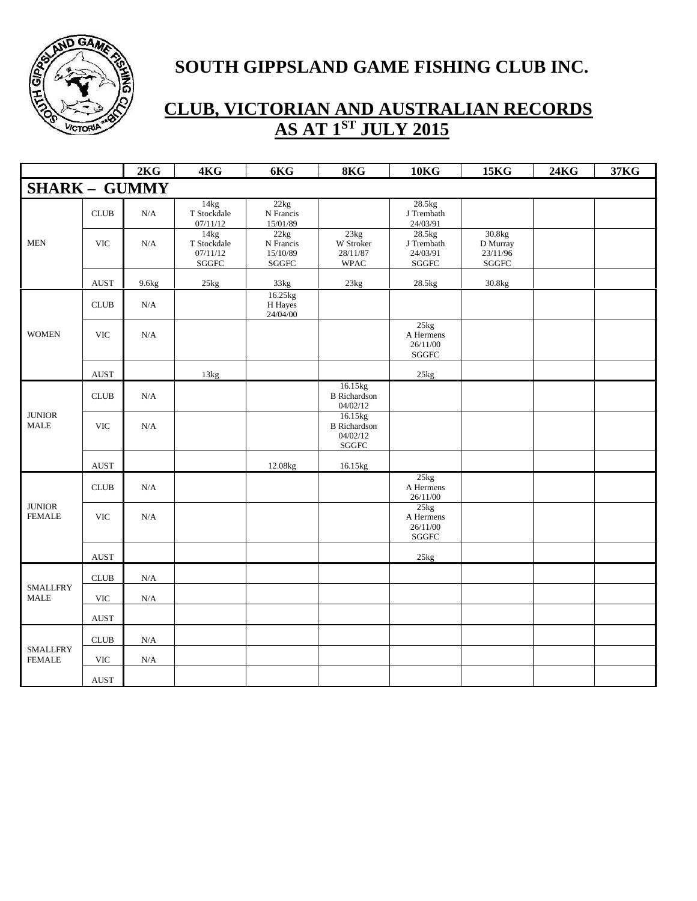# SOUTH GIPPSLAND GAME FISHING CLUB INC.

## CLUB, VICTORIAN AND AUSTRALIAN RECORDS AS AT 1ST JULY 2015

| | | 2KG | 4KG | 6KG | 8KG | 10KG | 15KG | 24KG | 37KG |
|---|---|---|---|---|---|---|---|---|---|
| **SHARK – GUMMY** | | | | | | | | | |
| MEN | CLUB | N/A | 14kg T Stockdale 07/11/12 | 22kg N Francis 15/01/89 | | 28.5kg J Trembath 24/03/91 | | | |
| | VIC | N/A | 14kg T Stockdale 07/11/12 SGGFC | 22kg N Francis 15/10/89 SGGFC | 23kg W Stroker 28/11/87 WPAC | 28.5kg J Trembath 24/03/91 SGGFC | 30.8kg D Murray 23/11/96 SGGFC | | |
| | AUST | 9.6kg | 25kg | 33kg | 23kg | 28.5kg | 30.8kg | | |
| WOMEN | CLUB | N/A | | 16.25kg H Hayes 24/04/00 | | | | | |
| | VIC | N/A | | | | 25kg A Hermens 26/11/00 SGGFC | | | |
| | AUST | | 13kg | | | 25kg | | | |
| JUNIOR MALE | CLUB | N/A | | | 16.15kg B Richardson 04/02/12 | | | | |
| | VIC | N/A | | | 16.15kg B Richardson 04/02/12 SGGFC | | | | |
| | AUST | | | 12.08kg | 16.15kg | | | | |
| JUNIOR FEMALE | CLUB | N/A | | | | 25kg A Hermens 26/11/00 | | | |
| | VIC | N/A | | | | 25kg A Hermens 26/11/00 SGGFC | | | |
| | AUST | | | | | 25kg | | | |
| SMALLFRY MALE | CLUB | N/A | | | | | | | |
| | VIC | N/A | | | | | | | |
| | AUST | | | | | | | | |
| SMALLFRY FEMALE | CLUB | N/A | | | | | | | |
| | VIC | N/A | | | | | | | |
| | AUST | | | | | | | | |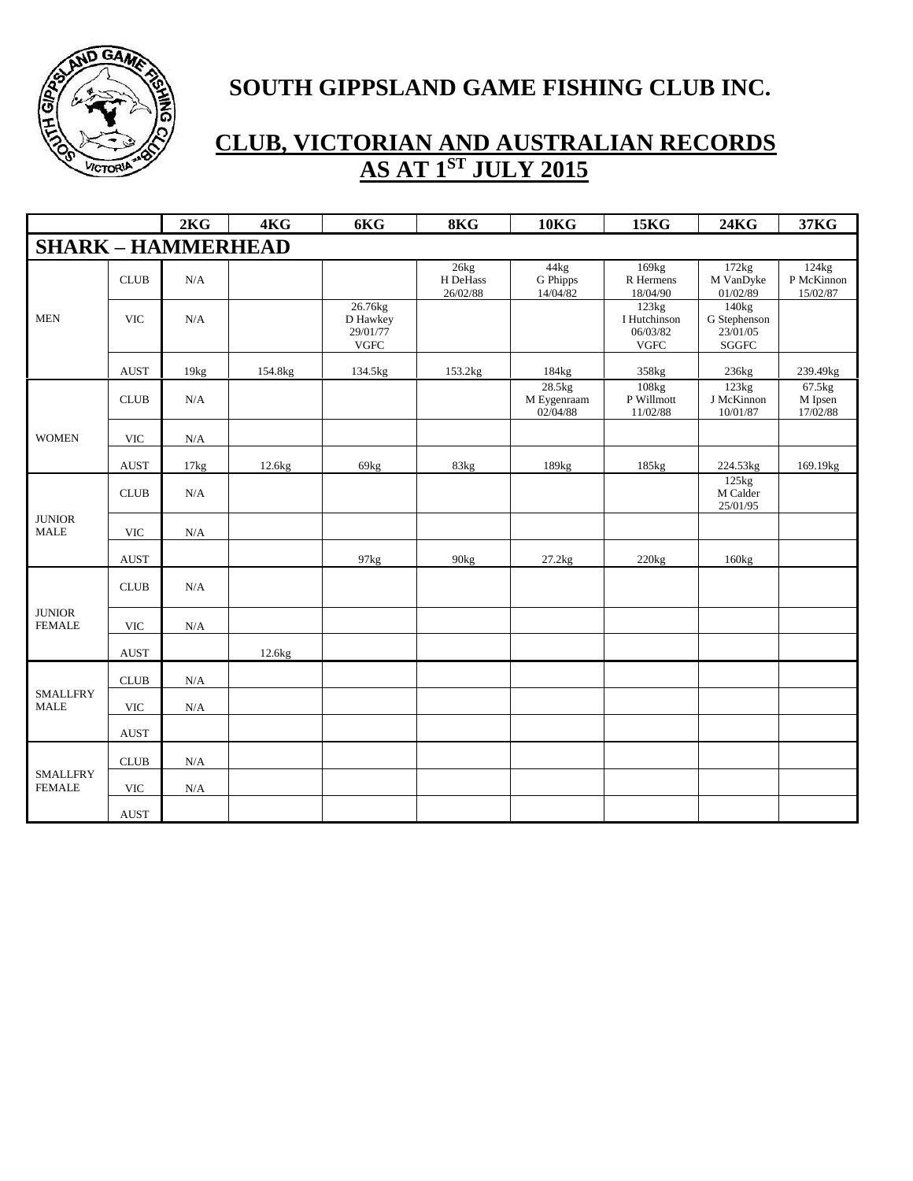# SOUTH GIPPSLAND GAME FISHING CLUB INC.

## CLUB, VICTORIAN AND AUSTRALIAN RECORDS AS AT 1ST JULY 2015

| | | 2KG | 4KG | 6KG | 8KG | 10KG | 15KG | 24KG | 37KG |
|---|---|---|---|---|---|---|---|---|---|
| **SHARK – HAMMERHEAD** | | | | | | | | | |
| MEN | CLUB | N/A | | | 26kg H DeHass 26/02/88 | 44kg G Phipps 14/04/82 | 169kg R Hermens 18/04/90 | 172kg M VanDyke 01/02/89 | 124kg P McKinnon 15/02/87 |
| | VIC | N/A | | 26.76kg D Hawkey 29/01/77 VGFC | | | 123kg I Hutchinson 06/03/82 VGFC | 140kg G Stephenson 23/01/05 SGGFC | |
| | AUST | 19kg | 154.8kg | 134.5kg | 153.2kg | 184kg | 358kg | 236kg | 239.49kg |
| WOMEN | CLUB | N/A | | | | 28.5kg M Eygenraam 02/04/88 | 108kg P Willmott 11/02/88 | 123kg J McKinnon 10/01/87 | 67.5kg M Ipsen 17/02/88 |
| | VIC | N/A | | | | | | | |
| | AUST | 17kg | 12.6kg | 69kg | 83kg | 189kg | 185kg | 224.53kg | 169.19kg |
| JUNIOR MALE | CLUB | N/A | | | | | | 125kg M Calder 25/01/95 | |
| | VIC | N/A | | | | | | | |
| | AUST | | | 97kg | 90kg | 27.2kg | 220kg | 160kg | |
| JUNIOR FEMALE | CLUB | N/A | | | | | | | |
| | VIC | N/A | | | | | | | |
| | AUST | | 12.6kg | | | | | | |
| SMALLFRY MALE | CLUB | N/A | | | | | | | |
| | VIC | N/A | | | | | | | |
| | AUST | | | | | | | | |
| SMALLFRY FEMALE | CLUB | N/A | | | | | | | |
| | VIC | N/A | | | | | | | |
| | AUST | | | | | | | | |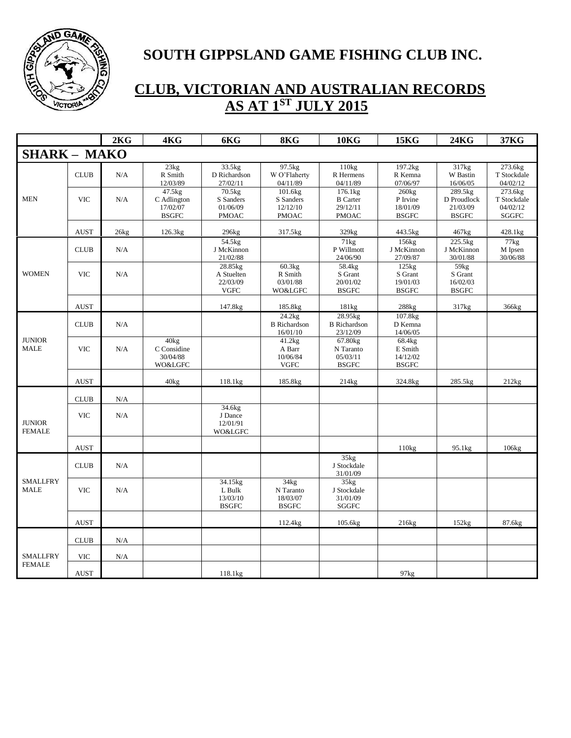# SOUTH GIPPSLAND GAME FISHING CLUB INC.

## CLUB, VICTORIAN AND AUSTRALIAN RECORDS AS AT 1ST JULY 2015

| | | 2KG | 4KG | 6KG | 8KG | 10KG | 15KG | 24KG | 37KG |
|---|---|---|---|---|---|---|---|---|---|
| **SHARK – MAKO** | | | | | | | | | |
| MEN | CLUB | N/A | 23kg R Smith 12/03/89 | 33.5kg D Richardson 27/02/11 | 97.5kg W O'Flaherty 04/11/89 | 110kg R Hermens 04/11/89 | 197.2kg R Kemna 07/06/97 | 317kg W Bastin 16/06/05 | 273.6kg T Stockdale 04/02/12 |
| | VIC | N/A | 47.5kg C Adlington 17/02/07 BSGFC | 70.5kg S Sanders 01/06/09 PMOAC | 101.6kg S Sanders 12/12/10 PMOAC | 176.1kg B Carter 29/12/11 PMOAC | 260kg P Irvine 18/01/09 BSGFC | 289.5kg D Proudlock 21/03/09 BSGFC | 273.6kg T Stockdale 04/02/12 SGGFC |
| | AUST | 26kg | 126.3kg | 296kg | 317.5kg | 329kg | 443.5kg | 467kg | 428.1kg |
| WOMEN | CLUB | N/A | | 54.5kg J McKinnon 21/02/88 | | 71kg P Willmott 24/06/90 | 156kg J McKinnon 27/09/87 | 225.5kg J McKinnon 30/01/88 | 77kg M Ipsen 30/06/88 |
| | VIC | N/A | | 28.85kg A Stuelten 22/03/09 VGFC | 60.3kg R Smith 03/01/88 WO&LGFC | 58.4kg S Grant 20/01/02 BSGFC | 125kg S Grant 19/01/03 BSGFC | 59kg S Grant 16/02/03 BSGFC | |
| | AUST | | | 147.8kg | 185.8kg | 181kg | 288kg | 317kg | 366kg |
| JUNIOR MALE | CLUB | N/A | | | 24.2kg B Richardson 16/01/10 | 28.95kg B Richardson 23/12/09 | 107.8kg D Kemna 14/06/05 | | |
| | VIC | N/A | 40kg C Considine 30/04/88 WO&LGFC | | 41.2kg A Barr 10/06/84 VGFC | 67.80kg N Taranto 05/03/11 BSGFC | 68.4kg E Smith 14/12/02 BSGFC | | |
| | AUST | | 40kg | 118.1kg | 185.8kg | 214kg | 324.8kg | 285.5kg | 212kg |
| JUNIOR FEMALE | CLUB | N/A | | | | | | | |
| | VIC | N/A | | 34.6kg J Dance 12/01/91 WO&LGFC | | | | | |
| | AUST | | | | | | 110kg | 95.1kg | 106kg |
| SMALLFRY MALE | CLUB | N/A | | | | 35kg J Stockdale 31/01/09 | | | |
| | VIC | N/A | | 34.15kg L Bulk 13/03/10 BSGFC | 34kg N Taranto 18/03/07 BSGFC | 35kg J Stockdale 31/01/09 SGGFC | | | |
| | AUST | | | | 112.4kg | 105.6kg | 216kg | 152kg | 87.6kg |
| SMALLFRY FEMALE | CLUB | N/A | | | | | | | |
| | VIC | N/A | | | | | | | |
| | AUST | | | 118.1kg | | | 97kg | | |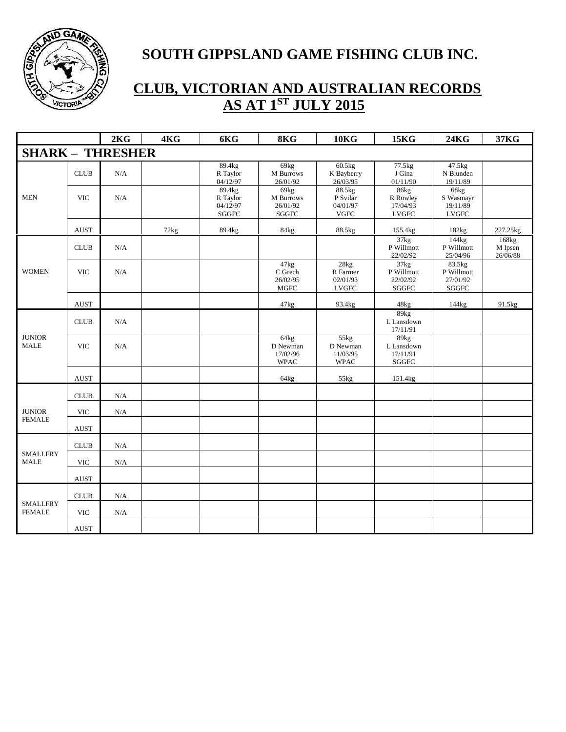# SOUTH GIPPSLAND GAME FISHING CLUB INC.

## CLUB, VICTORIAN AND AUSTRALIAN RECORDS AS AT 1ST JULY 2015

| | | 2KG | 4KG | 6KG | 8KG | 10KG | 15KG | 24KG | 37KG |
|---|---|---|---|---|---|---|---|---|---|
| **SHARK – THRESHER** | | | | | | | | | |
| MEN | CLUB | N/A | | 89.4kg R Taylor 04/12/97 | 69kg M Burrows 26/01/92 | 60.5kg K Bayberry 26/03/95 | 77.5kg J Gina 01/11/90 | 47.5kg N Blunden 19/11/89 | |
| | VIC | N/A | | 89.4kg R Taylor 04/12/97 SGGFC | 69kg M Burrows 26/01/92 SGGFC | 88.5kg P Svilar 04/01/97 VGFC | 86kg R Rowley 17/04/93 LVGFC | 68kg S Wasmayr 19/11/89 LVGFC | |
| | AUST | | 72kg | 89.4kg | 84kg | 88.5kg | 155.4kg | 182kg | 227.25kg |
| WOMEN | CLUB | N/A | | | | | 37kg P Willmott 22/02/92 | 144kg P Willmott 25/04/96 | 168kg M Ipsen 26/06/88 |
| | VIC | N/A | | | 47kg C Grech 26/02/95 MGFC | 28kg R Farmer 02/01/93 LVGFC | 37kg P Willmott 22/02/92 SGGFC | 83.5kg P Willmott 27/01/92 SGGFC | |
| | AUST | | | | 47kg | 93.4kg | 48kg | 144kg | 91.5kg |
| JUNIOR MALE | CLUB | N/A | | | | | 89kg L Lansdown 17/11/91 | | |
| | VIC | N/A | | | 64kg D Newman 17/02/96 WPAC | 55kg D Newman 11/03/95 WPAC | 89kg L Lansdown 17/11/91 SGGFC | | |
| | AUST | | | | 64kg | 55kg | 151.4kg | | |
| JUNIOR FEMALE | CLUB | N/A | | | | | | | |
| | VIC | N/A | | | | | | | |
| | AUST | | | | | | | | |
| SMALLFRY MALE | CLUB | N/A | | | | | | | |
| | VIC | N/A | | | | | | | |
| | AUST | | | | | | | | |
| SMALLFRY FEMALE | CLUB | N/A | | | | | | | |
| | VIC | N/A | | | | | | | |
| | AUST | | | | | | | | |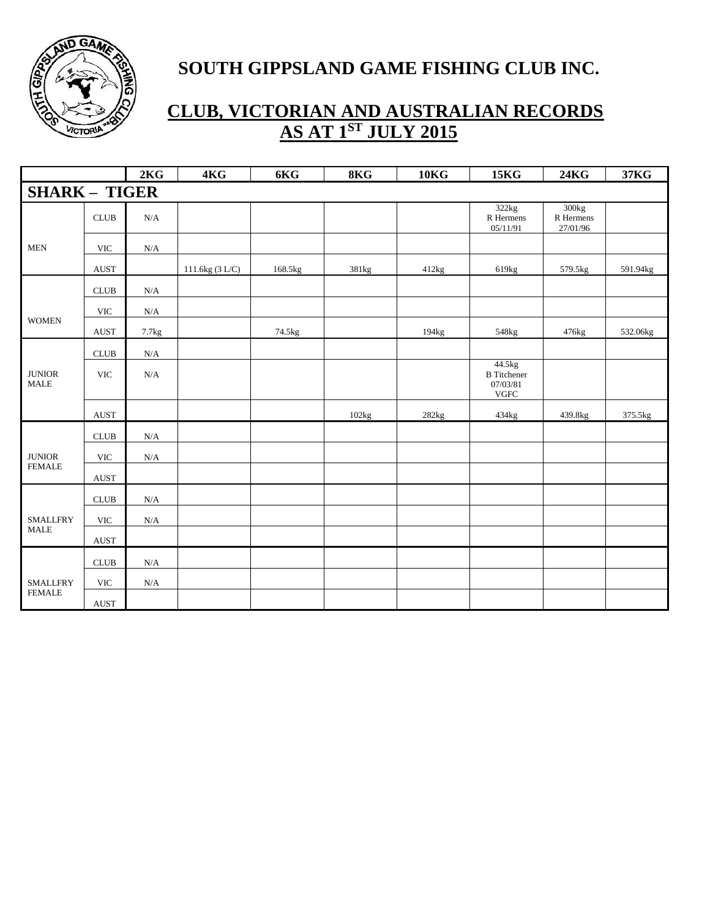# SOUTH GIPPSLAND GAME FISHING CLUB INC.

## CLUB, VICTORIAN AND AUSTRALIAN RECORDS AS AT 1ST JULY 2015

| | | 2KG | 4KG | 6KG | 8KG | 10KG | 15KG | 24KG | 37KG |
|---|---|---|---|---|---|---|---|---|---|
| **SHARK – TIGER** | | | | | | | | | |
| MEN | CLUB | N/A | | | | | 322kg R Hermens 05/11/91 | 300kg R Hermens 27/01/96 | |
| | VIC | N/A | | | | | | | |
| | AUST | | 111.6kg (3 L/C) | 168.5kg | 381kg | 412kg | 619kg | 579.5kg | 591.94kg |
| WOMEN | CLUB | N/A | | | | | | | |
| | VIC | N/A | | | | | | | |
| | AUST | 7.7kg | | 74.5kg | | 194kg | 548kg | 476kg | 532.06kg |
| JUNIOR MALE | CLUB | N/A | | | | | | | |
| | VIC | N/A | | | | | 44.5kg B Titchener 07/03/81 VGFC | | |
| | AUST | | | | 102kg | 282kg | 434kg | 439.8kg | 375.5kg |
| JUNIOR FEMALE | CLUB | N/A | | | | | | | |
| | VIC | N/A | | | | | | | |
| | AUST | | | | | | | | |
| SMALLFRY MALE | CLUB | N/A | | | | | | | |
| | VIC | N/A | | | | | | | |
| | AUST | | | | | | | | |
| SMALLFRY FEMALE | CLUB | N/A | | | | | | | |
| | VIC | N/A | | | | | | | |
| | AUST | | | | | | | | |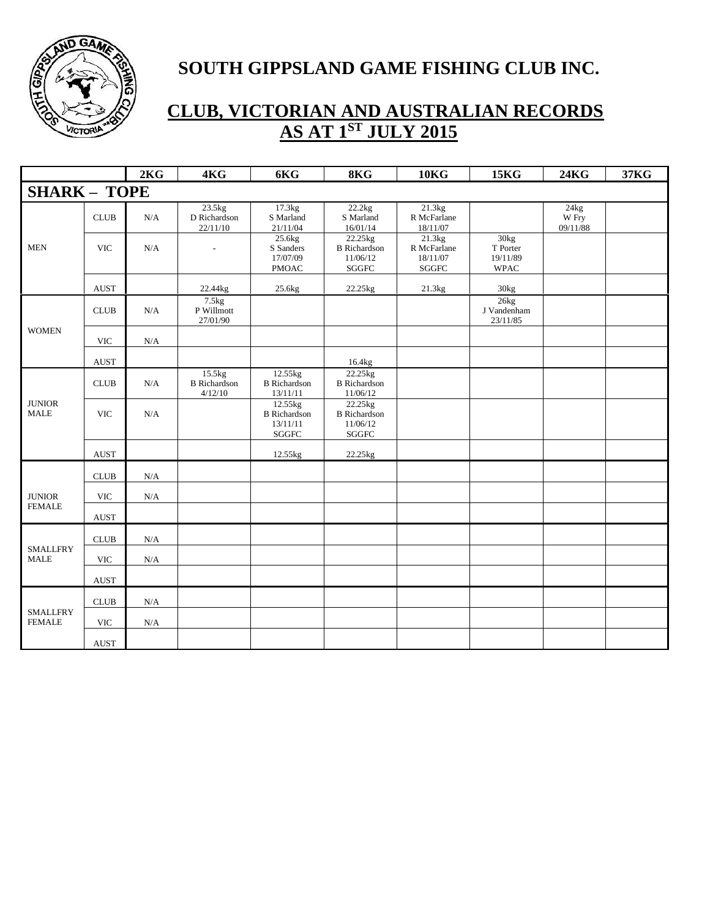# SOUTH GIPPSLAND GAME FISHING CLUB INC.

## CLUB, VICTORIAN AND AUSTRALIAN RECORDS AS AT 1ST JULY 2015

| | | 2KG | 4KG | 6KG | 8KG | 10KG | 15KG | 24KG | 37KG |
|---|---|---|---|---|---|---|---|---|---|
| **SHARK – TOPE** | | | | | | | | | |
| MEN | CLUB | N/A | 23.5kg D Richardson 22/11/10 | 17.3kg S Marland 21/11/04 | 22.2kg S Marland 16/01/14 | 21.3kg R McFarlane 18/11/07 | | 24kg W Fry 09/11/88 | |
| | VIC | N/A | - | 25.6kg S Sanders 17/07/09 PMOAC | 22.25kg B Richardson 11/06/12 SGGFC | 21.3kg R McFarlane 18/11/07 SGGFC | 30kg T Porter 19/11/89 WPAC | | |
| | AUST | | 22.44kg | 25.6kg | 22.25kg | 21.3kg | 30kg | | |
| WOMEN | CLUB | N/A | 7.5kg P Willmott 27/01/90 | | | | 26kg J Vandenham 23/11/85 | | |
| | VIC | N/A | | | | | | | |
| | AUST | | | | 16.4kg | | | | |
| JUNIOR MALE | CLUB | N/A | 15.5kg B Richardson 4/12/10 | 12.55kg B Richardson 13/11/11 | 22.25kg B Richardson 11/06/12 | | | | |
| | VIC | N/A | | 12.55kg B Richardson 13/11/11 SGGFC | 22.25kg B Richardson 11/06/12 SGGFC | | | | |
| | AUST | | | 12.55kg | 22.25kg | | | | |
| JUNIOR FEMALE | CLUB | N/A | | | | | | | |
| | VIC | N/A | | | | | | | |
| | AUST | | | | | | | | |
| SMALLFRY MALE | CLUB | N/A | | | | | | | |
| | VIC | N/A | | | | | | | |
| | AUST | | | | | | | | |
| SMALLFRY FEMALE | CLUB | N/A | | | | | | | |
| | VIC | N/A | | | | | | | |
| | AUST | | | | | | | | |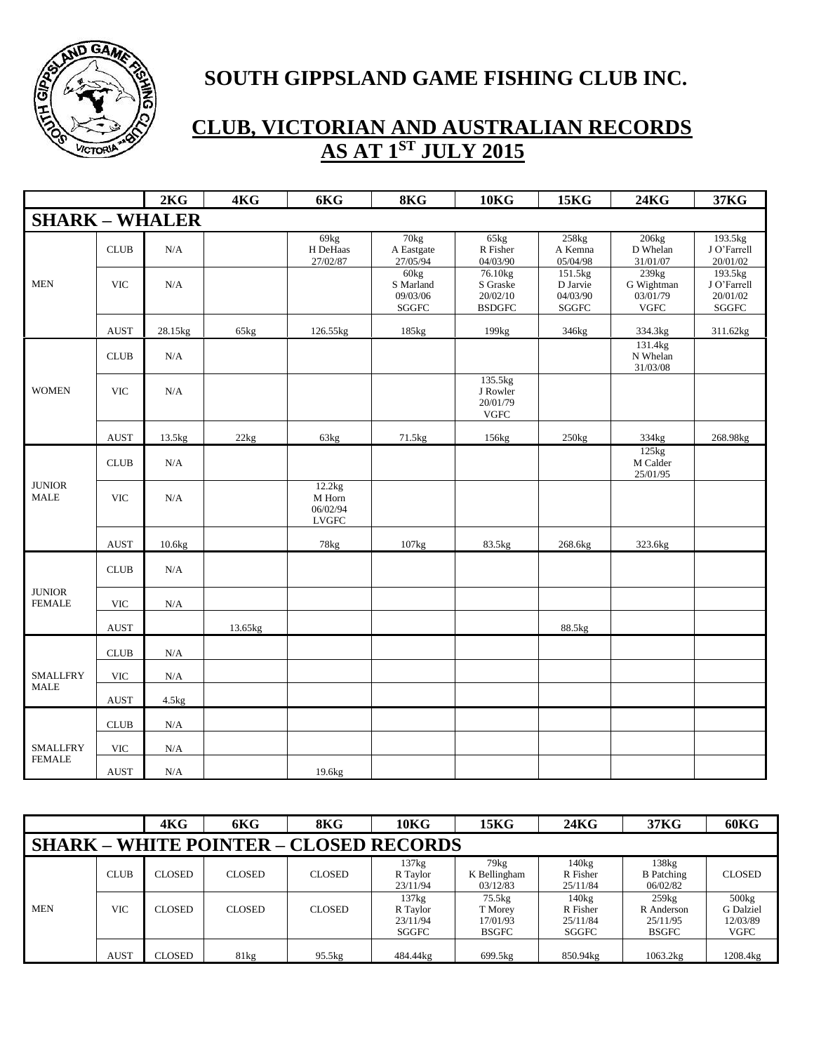# SOUTH GIPPSLAND GAME FISHING CLUB INC.

## CLUB, VICTORIAN AND AUSTRALIAN RECORDS AS AT 1ST JULY 2015

| | | 2KG | 4KG | 6KG | 8KG | 10KG | 15KG | 24KG | 37KG |
|---|---|---|---|---|---|---|---|---|---|
| **SHARK – WHALER** | | | | | | | | | |
| MEN | CLUB | N/A | | 69kg H DeHaas 27/02/87 | 70kg A Eastgate 27/05/94 | 65kg R Fisher 04/03/90 | 258kg A Kemna 05/04/98 | 206kg D Whelan 31/01/07 | 193.5kg J O'Farrell 20/01/02 |
| | VIC | N/A | | | 60kg S Marland 09/03/06 SGGFC | 76.10kg S Graske 20/02/10 BSDGFC | 151.5kg D Jarvie 04/03/90 SGGFC | 239kg G Wightman 03/01/79 VGFC | 193.5kg J O'Farrell 20/01/02 SGGFC |
| | AUST | 28.15kg | 65kg | 126.55kg | 185kg | 199kg | 346kg | 334.3kg | 311.62kg |
| WOMEN | CLUB | N/A | | | | | | 131.4kg N Whelan 31/03/08 | |
| | VIC | N/A | | | | 135.5kg J Rowler 20/01/79 VGFC | | | |
| | AUST | 13.5kg | 22kg | 63kg | 71.5kg | 156kg | 250kg | 334kg | 268.98kg |
| JUNIOR MALE | CLUB | N/A | | | | | | 125kg M Calder 25/01/95 | |
| | VIC | N/A | | 12.2kg M Horn 06/02/94 LVGFC | | | | | |
| | AUST | 10.6kg | | 78kg | 107kg | 83.5kg | 268.6kg | 323.6kg | |
| JUNIOR FEMALE | CLUB | N/A | | | | | | | |
| | VIC | N/A | | | | | | | |
| | AUST | | 13.65kg | | | | 88.5kg | | |
| SMALLFRY MALE | CLUB | N/A | | | | | | | |
| | VIC | N/A | | | | | | | |
| | AUST | 4.5kg | | | | | | | |
| SMALLFRY FEMALE | CLUB | N/A | | | | | | | |
| | VIC | N/A | | | | | | | |
| | AUST | N/A | | 19.6kg | | | | | |

| | | 4KG | 6KG | 8KG | 10KG | 15KG | 24KG | 37KG | 60KG |
|---|---|---|---|---|---|---|---|---|---|
| **SHARK – WHITE POINTER – CLOSED RECORDS** | | | | | | | | | |
| MEN | CLUB | CLOSED | CLOSED | CLOSED | 137kg R Taylor 23/11/94 | 79kg K Bellingham 03/12/83 | 140kg R Fisher 25/11/84 | 138kg B Patching 06/02/82 | CLOSED |
| | VIC | CLOSED | CLOSED | CLOSED | 137kg R Taylor 23/11/94 SGGFC | 75.5kg T Morey 17/01/93 BSGFC | 140kg R Fisher 25/11/84 SGGFC | 259kg R Anderson 25/11/95 BSGFC | 500kg G Dalziel 12/03/89 VGFC |
| | AUST | CLOSED | 81kg | 95.5kg | 484.44kg | 699.5kg | 850.94kg | 1063.2kg | 1208.4kg |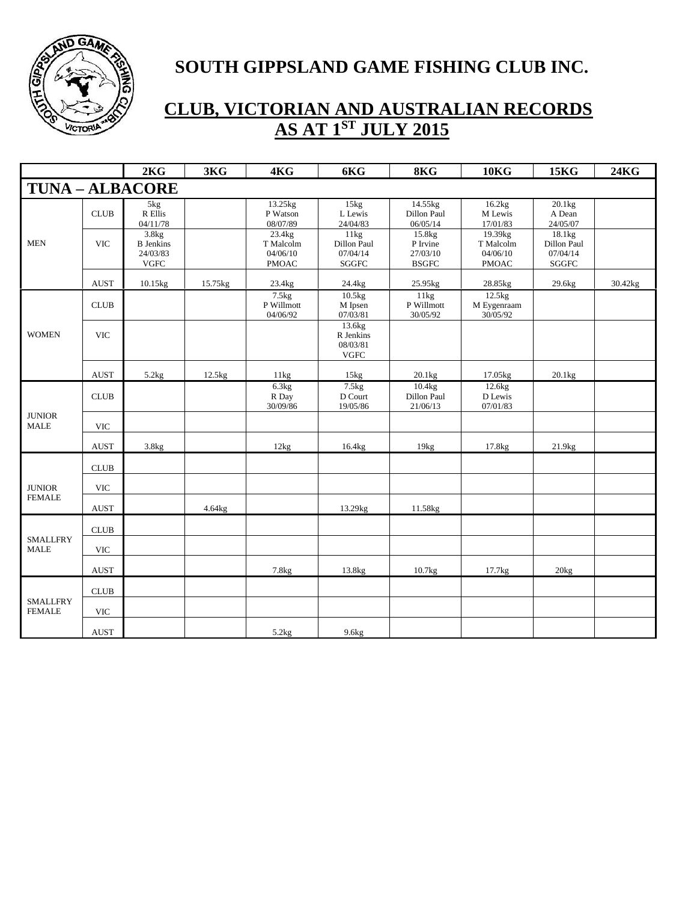## SOUTH GIPPSLAND GAME FISHING CLUB INC.

## CLUB, VICTORIAN AND AUSTRALIAN RECORDS AS AT 1ST JULY 2015

| | | 2KG | 3KG | 4KG | 6KG | 8KG | 10KG | 15KG | 24KG |
|---|---|---|---|---|---|---|---|---|---|
| **TUNA – ALBACORE** | | | | | | | | | |
| MEN | CLUB | 5kg R Ellis 04/11/78 | | 13.25kg P Watson 08/07/89 | 15kg L Lewis 24/04/83 | 14.55kg Dillon Paul 06/05/14 | 16.2kg M Lewis 17/01/83 | 20.1kg A Dean 24/05/07 | |
| | VIC | 3.8kg B Jenkins 24/03/83 VGFC | | 23.4kg T Malcolm 04/06/10 PMOAC | 11kg Dillon Paul 07/04/14 SGGFC | 15.8kg P Irvine 27/03/10 BSGFC | 19.39kg T Malcolm 04/06/10 PMOAC | 18.1kg Dillon Paul 07/04/14 SGGFC | |
| | AUST | 10.15kg | 15.75kg | 23.4kg | 24.4kg | 25.95kg | 28.85kg | 29.6kg | 30.42kg |
| WOMEN | CLUB | | | 7.5kg P Willmott 04/06/92 | 10.5kg M Ipsen 07/03/81 | 11kg P Willmott 30/05/92 | 12.5kg M Eygenraam 30/05/92 | | |
| | VIC | | | | 13.6kg R Jenkins 08/03/81 VGFC | | | | |
| | AUST | 5.2kg | 12.5kg | 11kg | 15kg | 20.1kg | 17.05kg | 20.1kg | |
| JUNIOR MALE | CLUB | | | 6.3kg R Day 30/09/86 | 7.5kg D Court 19/05/86 | 10.4kg Dillon Paul 21/06/13 | 12.6kg D Lewis 07/01/83 | | |
| | VIC | | | | | | | | |
| | AUST | 3.8kg | | 12kg | 16.4kg | 19kg | 17.8kg | 21.9kg | |
| JUNIOR FEMALE | CLUB | | | | | | | | |
| | VIC | | | | | | | | |
| | AUST | | 4.64kg | | 13.29kg | 11.58kg | | | |
| SMALLFRY MALE | CLUB | | | | | | | | |
| | VIC | | | | | | | | |
| | AUST | | | 7.8kg | 13.8kg | 10.7kg | 17.7kg | 20kg | |
| SMALLFRY FEMALE | CLUB | | | | | | | | |
| | VIC | | | | | | | | |
| | AUST | | | 5.2kg | 9.6kg | | | | |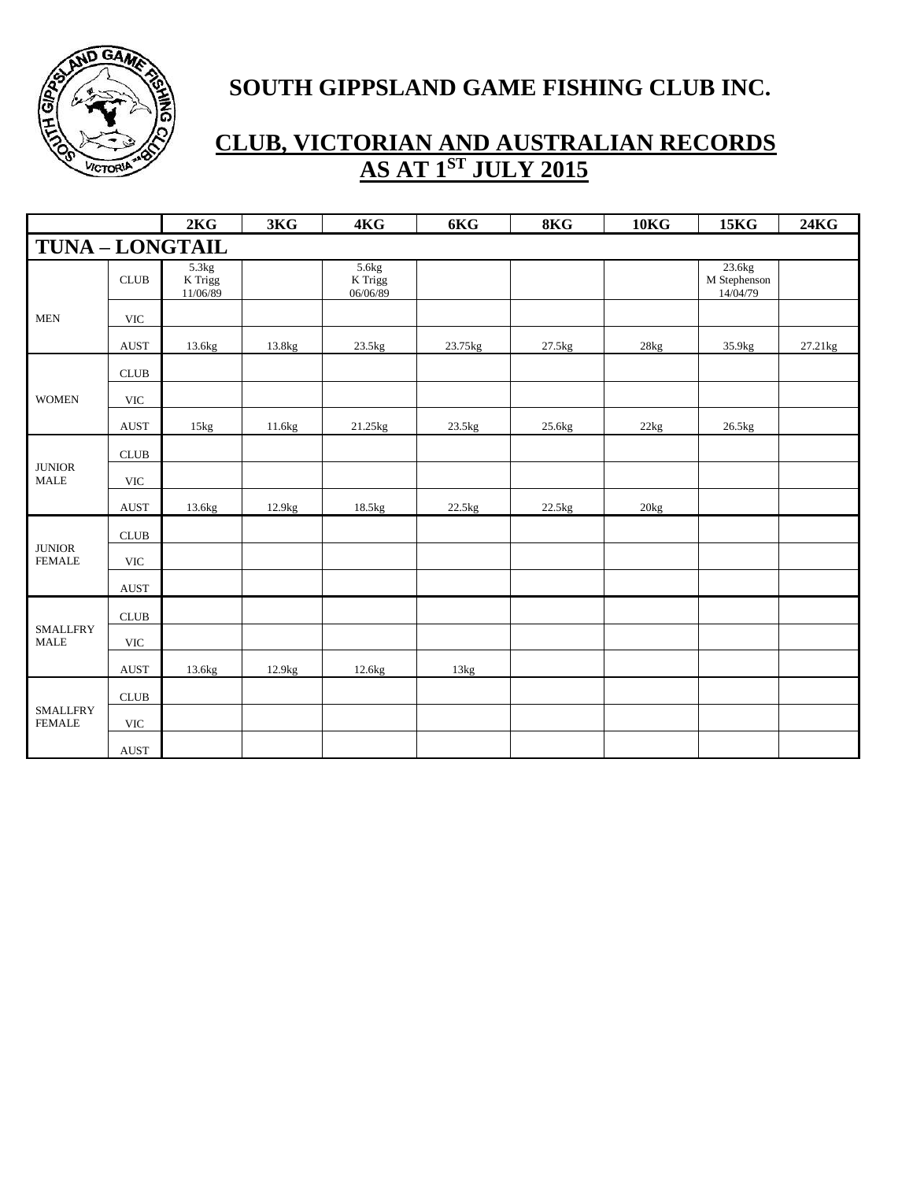# SOUTH GIPPSLAND GAME FISHING CLUB INC.

## CLUB, VICTORIAN AND AUSTRALIAN RECORDS AS AT 1ST JULY 2015

| | | 2KG | 3KG | 4KG | 6KG | 8KG | 10KG | 15KG | 24KG |
|---|---|---|---|---|---|---|---|---|---|
| **TUNA – LONGTAIL** | | | | | | | | | |
| MEN | CLUB | 5.3kg K Trigg 11/06/89 | | 5.6kg K Trigg 06/06/89 | | | | 23.6kg M Stephenson 14/04/79 | |
| | VIC | | | | | | | | |
| | AUST | 13.6kg | 13.8kg | 23.5kg | 23.75kg | 27.5kg | 28kg | 35.9kg | 27.21kg |
| WOMEN | CLUB | | | | | | | | |
| | VIC | | | | | | | | |
| | AUST | 15kg | 11.6kg | 21.25kg | 23.5kg | 25.6kg | 22kg | 26.5kg | |
| JUNIOR MALE | CLUB | | | | | | | | |
| | VIC | | | | | | | | |
| | AUST | 13.6kg | 12.9kg | 18.5kg | 22.5kg | 22.5kg | 20kg | | |
| JUNIOR FEMALE | CLUB | | | | | | | | |
| | VIC | | | | | | | | |
| | AUST | | | | | | | | |
| SMALLFRY MALE | CLUB | | | | | | | | |
| | VIC | | | | | | | | |
| | AUST | 13.6kg | 12.9kg | 12.6kg | 13kg | | | | |
| SMALLFRY FEMALE | CLUB | | | | | | | | |
| | VIC | | | | | | | | |
| | AUST | | | | | | | | |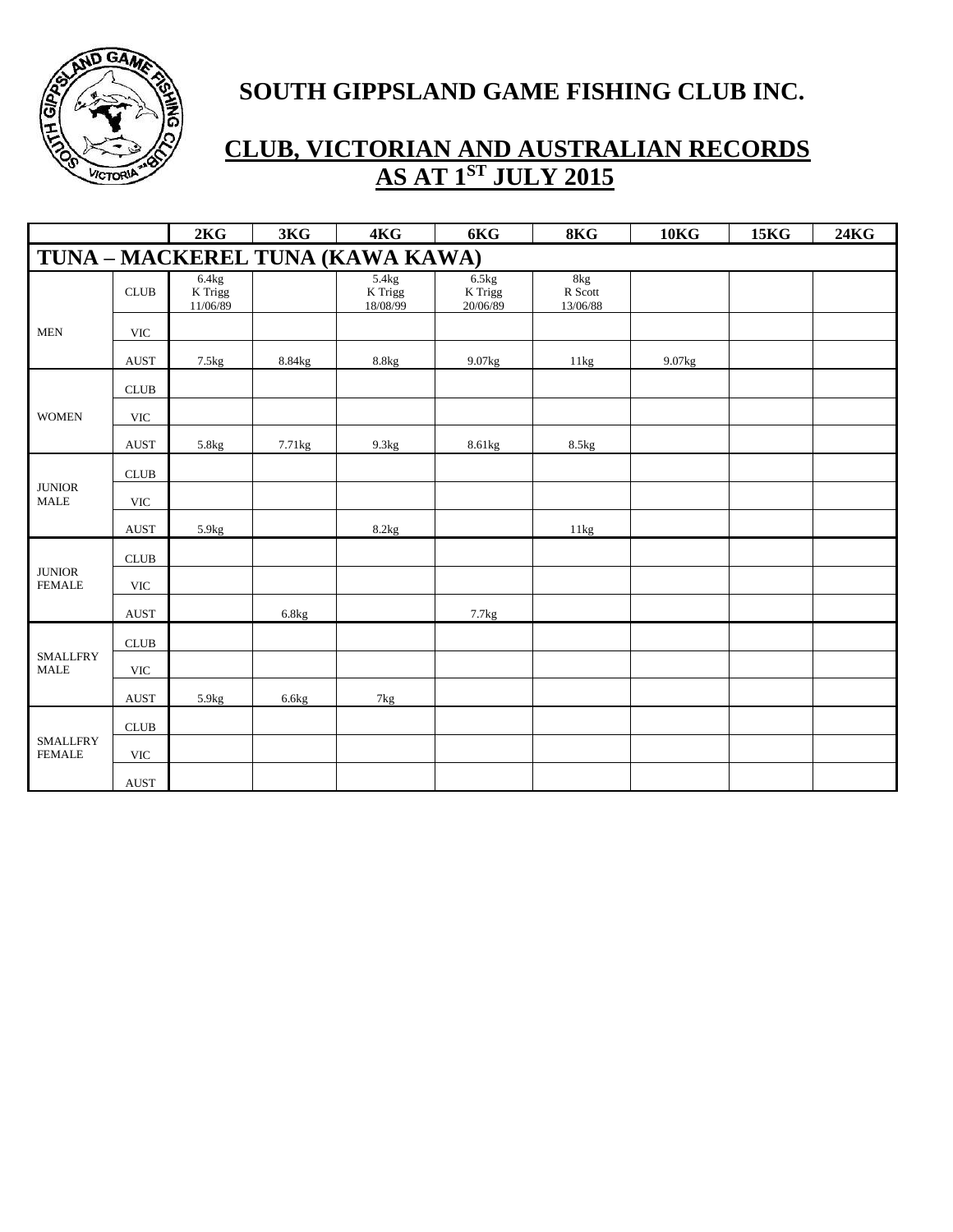# SOUTH GIPPSLAND GAME FISHING CLUB INC.

## CLUB, VICTORIAN AND AUSTRALIAN RECORDS AS AT 1ST JULY 2015

| | | 2KG | 3KG | 4KG | 6KG | 8KG | 10KG | 15KG | 24KG |
|---|---|---|---|---|---|---|---|---|---|
| **TUNA – MACKEREL TUNA (KAWA KAWA)** | | | | | | | | | |
| MEN | CLUB | 6.4kg K Trigg 11/06/89 | | 5.4kg K Trigg 18/08/99 | 6.5kg K Trigg 20/06/89 | 8kg R Scott 13/06/88 | | | |
| | VIC | | | | | | | | |
| | AUST | 7.5kg | 8.84kg | 8.8kg | 9.07kg | 11kg | 9.07kg | | |
| WOMEN | CLUB | | | | | | | | |
| | VIC | | | | | | | | |
| | AUST | 5.8kg | 7.71kg | 9.3kg | 8.61kg | 8.5kg | | | |
| JUNIOR MALE | CLUB | | | | | | | | |
| | VIC | | | | | | | | |
| | AUST | 5.9kg | | 8.2kg | | 11kg | | | |
| JUNIOR FEMALE | CLUB | | | | | | | | |
| | VIC | | | | | | | | |
| | AUST | | 6.8kg | | 7.7kg | | | | |
| SMALLFRY MALE | CLUB | | | | | | | | |
| | VIC | | | | | | | | |
| | AUST | 5.9kg | 6.6kg | 7kg | | | | | |
| SMALLFRY FEMALE | CLUB | | | | | | | | |
| | VIC | | | | | | | | |
| | AUST | | | | | | | | |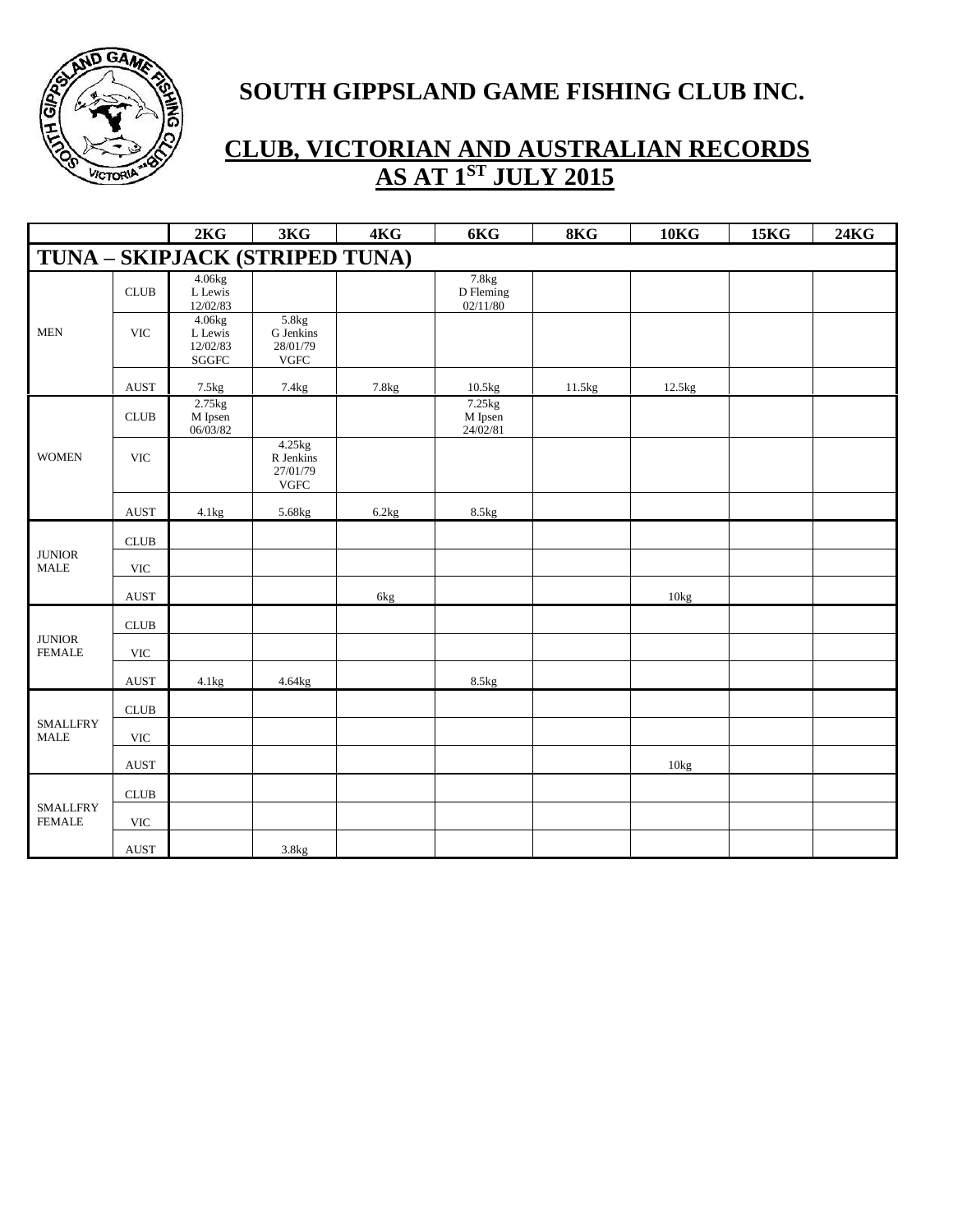# SOUTH GIPPSLAND GAME FISHING CLUB INC.

## CLUB, VICTORIAN AND AUSTRALIAN RECORDS AS AT 1ST JULY 2015

| | | 2KG | 3KG | 4KG | 6KG | 8KG | 10KG | 15KG | 24KG |
|---|---|---|---|---|---|---|---|---|---|
| **TUNA – SKIPJACK (STRIPED TUNA)** | | | | | | | | | |
| MEN | CLUB | 4.06kg L Lewis 12/02/83 | | | 7.8kg D Fleming 02/11/80 | | | | |
| | VIC | 4.06kg L Lewis 12/02/83 SGGFC | 5.8kg G Jenkins 28/01/79 VGFC | | | | | | |
| | AUST | 7.5kg | 7.4kg | 7.8kg | 10.5kg | 11.5kg | 12.5kg | | |
| WOMEN | CLUB | 2.75kg M Ipsen 06/03/82 | | | 7.25kg M Ipsen 24/02/81 | | | | |
| | VIC | | 4.25kg R Jenkins 27/01/79 VGFC | | | | | | |
| | AUST | 4.1kg | 5.68kg | 6.2kg | 8.5kg | | | | |
| JUNIOR MALE | CLUB | | | | | | | | |
| | VIC | | | | | | | | |
| | AUST | | | 6kg | | | 10kg | | |
| JUNIOR FEMALE | CLUB | | | | | | | | |
| | VIC | | | | | | | | |
| | AUST | 4.1kg | 4.64kg | | 8.5kg | | | | |
| SMALLFRY MALE | CLUB | | | | | | | | |
| | VIC | | | | | | | | |
| | AUST | | | | | | 10kg | | |
| SMALLFRY FEMALE | CLUB | | | | | | | | |
| | VIC | | | | | | | | |
| | AUST | | 3.8kg | | | | | | |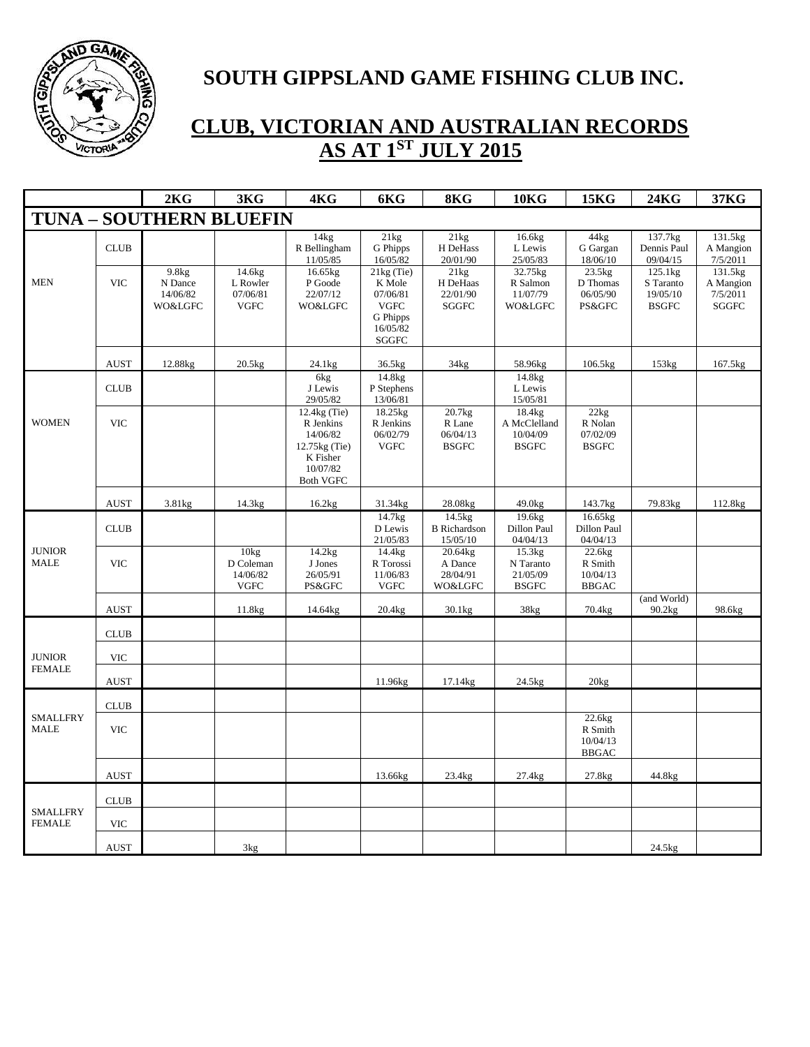# SOUTH GIPPSLAND GAME FISHING CLUB INC.

## CLUB, VICTORIAN AND AUSTRALIAN RECORDS AS AT 1ST JULY 2015

| | | 2KG | 3KG | 4KG | 6KG | 8KG | 10KG | 15KG | 24KG | 37KG |
|---|---|---|---|---|---|---|---|---|---|---|
| **TUNA – SOUTHERN BLUEFIN** | | | | | | | | | | |
| MEN | CLUB | | | 14kg R Bellingham 11/05/85 | 21kg G Phipps 16/05/82 | 21kg H DeHass 20/01/90 | 16.6kg L Lewis 25/05/83 | 44kg G Gargan 18/06/10 | 137.7kg Dennis Paul 09/04/15 | 131.5kg A Mangion 7/5/2011 |
| | VIC | 9.8kg N Dance 14/06/82 WO&LGFC | 14.6kg L Rowler 07/06/81 VGFC | 16.65kg P Goode 22/07/12 WO&LGFC | 21kg (Tie) K Mole 07/06/81 VGFC G Phipps 16/05/82 SGGFC | 21kg H DeHaas 22/01/90 SGGFC | 32.75kg R Salmon 11/07/79 WO&LGFC | 23.5kg D Thomas 06/05/90 PS&GFC | 125.1kg S Taranto 19/05/10 BSGFC | 131.5kg A Mangion 7/5/2011 SGGFC |
| | AUST | 12.88kg | 20.5kg | 24.1kg | 36.5kg | 34kg | 58.96kg | 106.5kg | 153kg | 167.5kg |
| WOMEN | CLUB | | | 6kg J Lewis 29/05/82 | 14.8kg P Stephens 13/06/81 | | 14.8kg L Lewis 15/05/81 | | | |
| | VIC | | | 12.4kg (Tie) R Jenkins 14/06/82 12.75kg (Tie) K Fisher 10/07/82 Both VGFC | 18.25kg R Jenkins 06/02/79 VGFC | 20.7kg R Lane 06/04/13 BSGFC | 18.4kg A McClelland 10/04/09 BSGFC | 22kg R Nolan 07/02/09 BSGFC | | |
| | AUST | 3.81kg | 14.3kg | 16.2kg | 31.34kg | 28.08kg | 49.0kg | 143.7kg | 79.83kg | 112.8kg |
| JUNIOR MALE | CLUB | | | | 14.7kg D Lewis 21/05/83 | 14.5kg B Richardson 15/05/10 | 19.6kg Dillon Paul 04/04/13 | 16.65kg Dillon Paul 04/04/13 | | |
| | VIC | | 10kg D Coleman 14/06/82 VGFC | 14.2kg J Jones 26/05/91 PS&GFC | 14.4kg R Torossi 11/06/83 VGFC | 20.64kg A Dance 28/04/91 WO&LGFC | 15.3kg N Taranto 21/05/09 BSGFC | 22.6kg R Smith 10/04/13 BBGAC | | |
| | AUST | | 11.8kg | 14.64kg | 20.4kg | 30.1kg | 38kg | 70.4kg | (and World) 90.2kg | 98.6kg |
| JUNIOR FEMALE | CLUB | | | | | | | | | |
| | VIC | | | | | | | | | |
| | AUST | | | | 11.96kg | 17.14kg | 24.5kg | 20kg | | |
| SMALLFRY MALE | CLUB | | | | | | | | | |
| | VIC | | | | | | | 22.6kg R Smith 10/04/13 BBGAC | | |
| | AUST | | | | 13.66kg | 23.4kg | 27.4kg | 27.8kg | 44.8kg | |
| SMALLFRY FEMALE | CLUB | | | | | | | | | |
| | VIC | | | | | | | | | |
| | AUST | | 3kg | | | | | | 24.5kg | |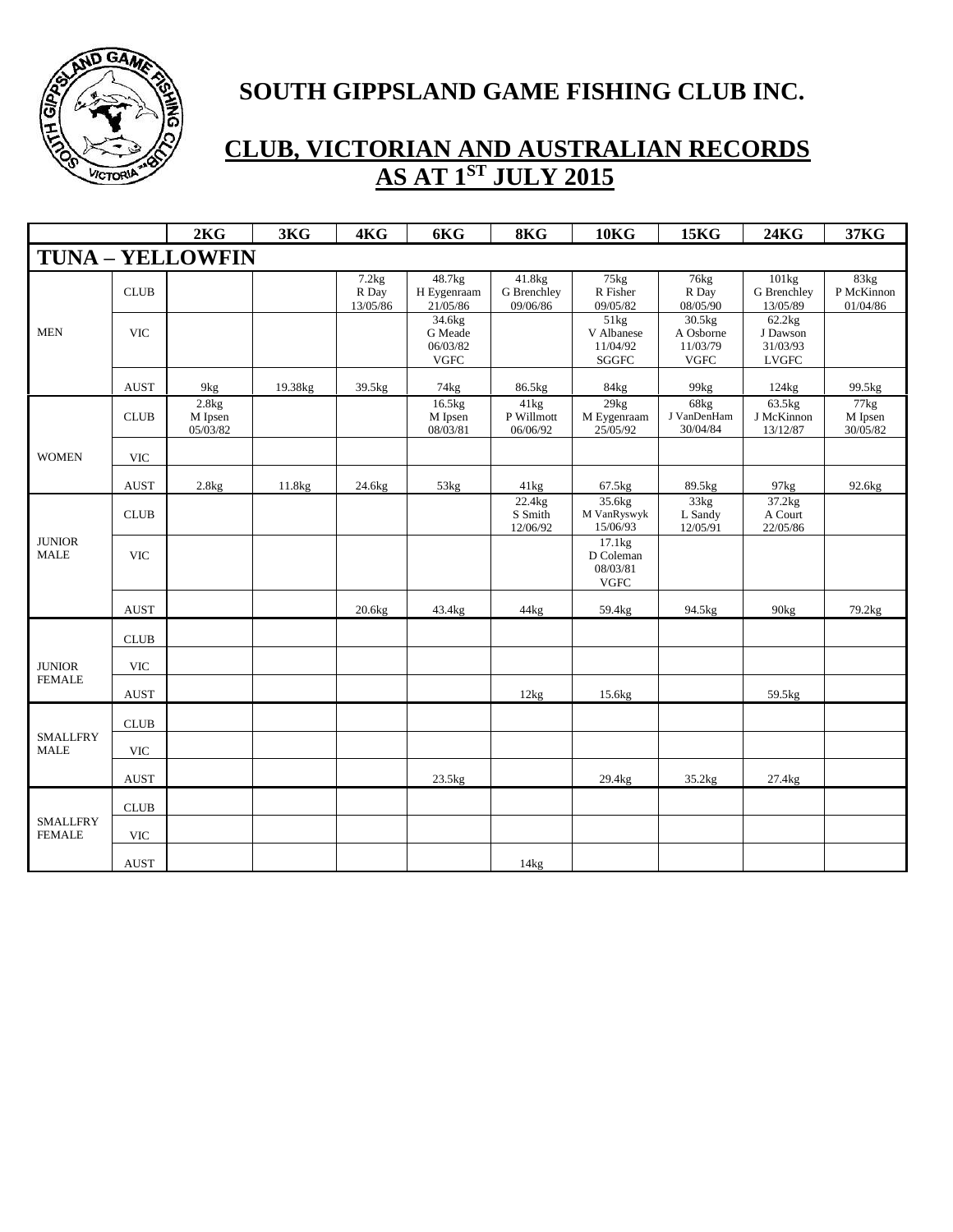# SOUTH GIPPSLAND GAME FISHING CLUB INC.

## CLUB, VICTORIAN AND AUSTRALIAN RECORDS AS AT 1ST JULY 2015

| | | 2KG | 3KG | 4KG | 6KG | 8KG | 10KG | 15KG | 24KG | 37KG |
|---|---|---|---|---|---|---|---|---|---|---|
| **TUNA – YELLOWFIN** | | | | | | | | | | |
| MEN | CLUB | | | 7.2kg R Day 13/05/86 | 48.7kg H Eygenraam 21/05/86 | 41.8kg G Brenchley 09/06/86 | 75kg R Fisher 09/05/82 | 76kg R Day 08/05/90 | 101kg G Brenchley 13/05/89 | 83kg P McKinnon 01/04/86 |
| | VIC | | | | 34.6kg G Meade 06/03/82 VGFC | | 51kg V Albanese 11/04/92 SGGFC | 30.5kg A Osborne 11/03/79 VGFC | 62.2kg J Dawson 31/03/93 LVGFC | |
| | AUST | 9kg | 19.38kg | 39.5kg | 74kg | 86.5kg | 84kg | 99kg | 124kg | 99.5kg |
| WOMEN | CLUB | 2.8kg M Ipsen 05/03/82 | | | 16.5kg M Ipsen 08/03/81 | 41kg P Willmott 06/06/92 | 29kg M Eygenraam 25/05/92 | 68kg J VanDenHam 30/04/84 | 63.5kg J McKinnon 13/12/87 | 77kg M Ipsen 30/05/82 |
| | VIC | | | | | | | | | |
| | AUST | 2.8kg | 11.8kg | 24.6kg | 53kg | 41kg | 67.5kg | 89.5kg | 97kg | 92.6kg |
| JUNIOR MALE | CLUB | | | | | 22.4kg S Smith 12/06/92 | 35.6kg M VanRyswyk 15/06/93 | 33kg L Sandy 12/05/91 | 37.2kg A Court 22/05/86 | |
| | VIC | | | | | | 17.1kg D Coleman 08/03/81 VGFC | | | |
| | AUST | | | 20.6kg | 43.4kg | 44kg | 59.4kg | 94.5kg | 90kg | 79.2kg |
| JUNIOR FEMALE | CLUB | | | | | | | | | |
| | VIC | | | | | | | | | |
| | AUST | | | | | 12kg | 15.6kg | | 59.5kg | |
| SMALLFRY MALE | CLUB | | | | | | | | | |
| | VIC | | | | | | | | | |
| | AUST | | | | 23.5kg | | 29.4kg | 35.2kg | 27.4kg | |
| SMALLFRY FEMALE | CLUB | | | | | | | | | |
| | VIC | | | | | | | | | |
| | AUST | | | | | 14kg | | | | |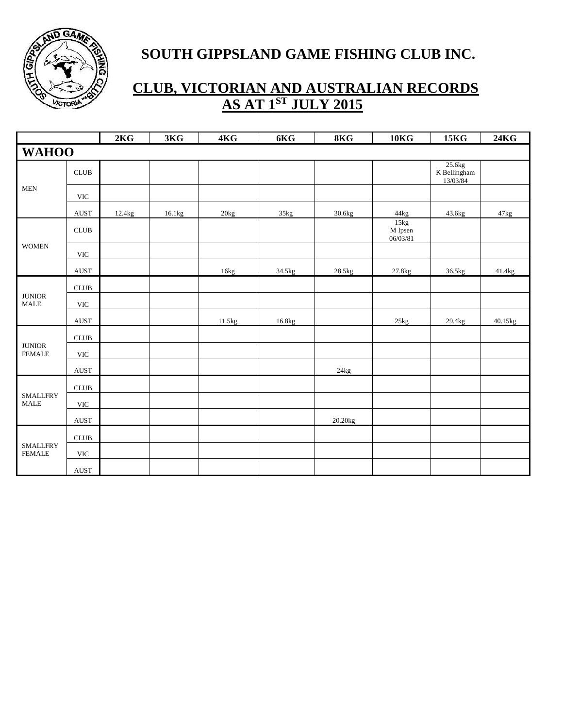# SOUTH GIPPSLAND GAME FISHING CLUB INC.

## CLUB, VICTORIAN AND AUSTRALIAN RECORDS AS AT 1ST JULY 2015

| | | 2KG | 3KG | 4KG | 6KG | 8KG | 10KG | 15KG | 24KG |
|---|---|---|---|---|---|---|---|---|---|
| **WAHOO** | | | | | | | | | |
| MEN | CLUB | | | | | | | 25.6kg K Bellingham 13/03/84 | |
| | VIC | | | | | | | | |
| | AUST | 12.4kg | 16.1kg | 20kg | 35kg | 30.6kg | 44kg | 43.6kg | 47kg |
| WOMEN | CLUB | | | | | | 15kg M Ipsen 06/03/81 | | |
| | VIC | | | | | | | | |
| | AUST | | | 16kg | 34.5kg | 28.5kg | 27.8kg | 36.5kg | 41.4kg |
| JUNIOR MALE | CLUB | | | | | | | | |
| | VIC | | | | | | | | |
| | AUST | | | 11.5kg | 16.8kg | | 25kg | 29.4kg | 40.15kg |
| JUNIOR FEMALE | CLUB | | | | | | | | |
| | VIC | | | | | | | | |
| | AUST | | | | | 24kg | | | |
| SMALLFRY MALE | CLUB | | | | | | | | |
| | VIC | | | | | | | | |
| | AUST | | | | | 20.20kg | | | |
| SMALLFRY FEMALE | CLUB | | | | | | | | |
| | VIC | | | | | | | | |
| | AUST | | | | | | | | |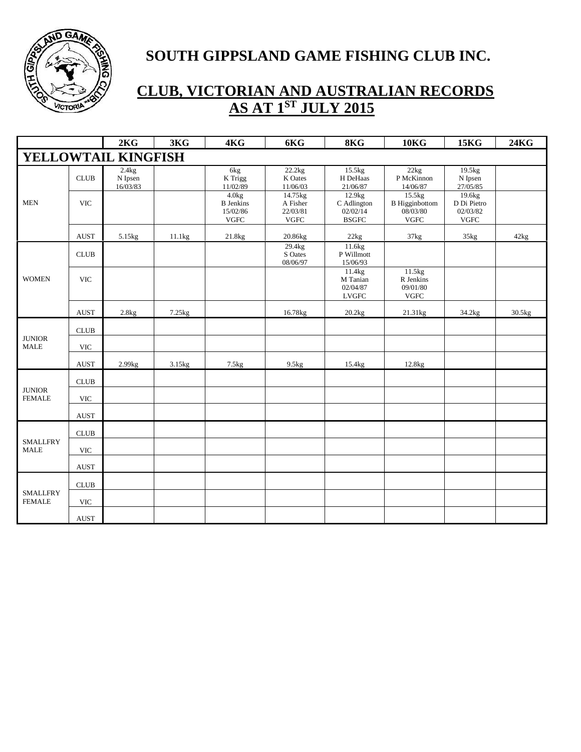# SOUTH GIPPSLAND GAME FISHING CLUB INC.

## CLUB, VICTORIAN AND AUSTRALIAN RECORDS AS AT 1ST JULY 2015

| | | 2KG | 3KG | 4KG | 6KG | 8KG | 10KG | 15KG | 24KG |
|---|---|---|---|---|---|---|---|---|---|
| **YELLOWTAIL KINGFISH** | | | | | | | | | |
| MEN | CLUB | 2.4kg N Ipsen 16/03/83 | | 6kg K Trigg 11/02/89 | 22.2kg K Oates 11/06/03 | 15.5kg H DeHaas 21/06/87 | 22kg P McKinnon 14/06/87 | 19.5kg N Ipsen 27/05/85 | |
| | VIC | | | 4.0kg B Jenkins 15/02/86 VGFC | 14.75kg A Fisher 22/03/81 VGFC | 12.9kg C Adlington 02/02/14 BSGFC | 15.5kg B Higginbottom 08/03/80 VGFC | 19.6kg D Di Pietro 02/03/82 VGFC | |
| | AUST | 5.15kg | 11.1kg | 21.8kg | 20.86kg | 22kg | 37kg | 35kg | 42kg |
| WOMEN | CLUB | | | | 29.4kg S Oates 08/06/97 | 11.6kg P Willmott 15/06/93 | | | |
| | VIC | | | | | 11.4kg M Tanian 02/04/87 LVGFC | 11.5kg R Jenkins 09/01/80 VGFC | | |
| | AUST | 2.8kg | 7.25kg | | 16.78kg | 20.2kg | 21.31kg | 34.2kg | 30.5kg |
| JUNIOR MALE | CLUB | | | | | | | | |
| | VIC | | | | | | | | |
| | AUST | 2.99kg | 3.15kg | 7.5kg | 9.5kg | 15.4kg | 12.8kg | | |
| JUNIOR FEMALE | CLUB | | | | | | | | |
| | VIC | | | | | | | | |
| | AUST | | | | | | | | |
| SMALLFRY MALE | CLUB | | | | | | | | |
| | VIC | | | | | | | | |
| | AUST | | | | | | | | |
| SMALLFRY FEMALE | CLUB | | | | | | | | |
| | VIC | | | | | | | | |
| | AUST | | | | | | | | |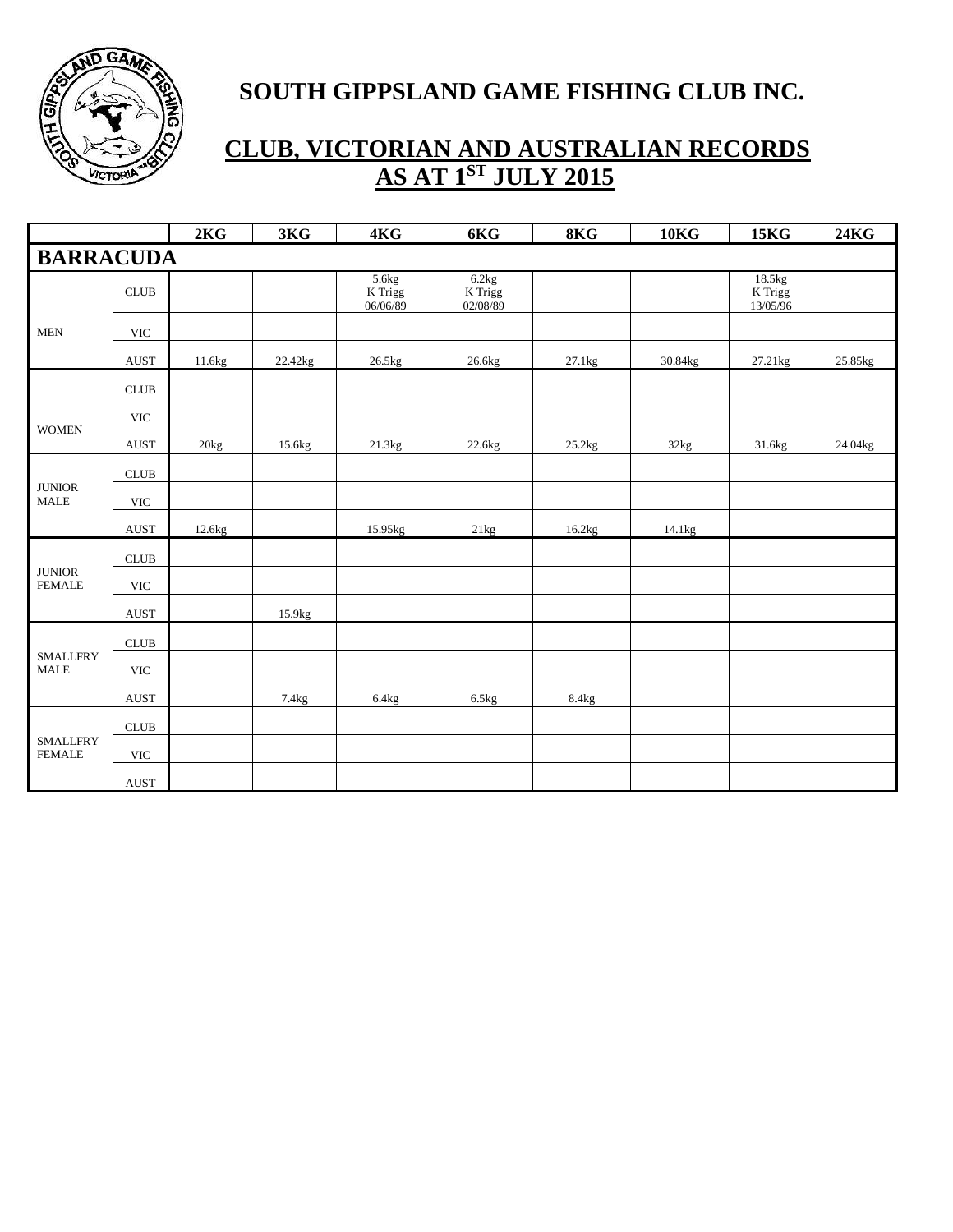# SOUTH GIPPSLAND GAME FISHING CLUB INC.

## CLUB, VICTORIAN AND AUSTRALIAN RECORDS AS AT 1ST JULY 2015

| | | 2KG | 3KG | 4KG | 6KG | 8KG | 10KG | 15KG | 24KG |
|---|---|---|---|---|---|---|---|---|---|
| **BARRACUDA** | | | | | | | | | |
| MEN | CLUB | | | 5.6kg K Trigg 06/06/89 | 6.2kg K Trigg 02/08/89 | | | 18.5kg K Trigg 13/05/96 | |
| | VIC | | | | | | | | |
| | AUST | 11.6kg | 22.42kg | 26.5kg | 26.6kg | 27.1kg | 30.84kg | 27.21kg | 25.85kg |
| WOMEN | CLUB | | | | | | | | |
| | VIC | | | | | | | | |
| | AUST | 20kg | 15.6kg | 21.3kg | 22.6kg | 25.2kg | 32kg | 31.6kg | 24.04kg |
| JUNIOR MALE | CLUB | | | | | | | | |
| | VIC | | | | | | | | |
| | AUST | 12.6kg | | 15.95kg | 21kg | 16.2kg | 14.1kg | | |
| JUNIOR FEMALE | CLUB | | | | | | | | |
| | VIC | | | | | | | | |
| | AUST | | 15.9kg | | | | | | |
| SMALLFRY MALE | CLUB | | | | | | | | |
| | VIC | | | | | | | | |
| | AUST | | 7.4kg | 6.4kg | 6.5kg | 8.4kg | | | |
| SMALLFRY FEMALE | CLUB | | | | | | | | |
| | VIC | | | | | | | | |
| | AUST | | | | | | | | |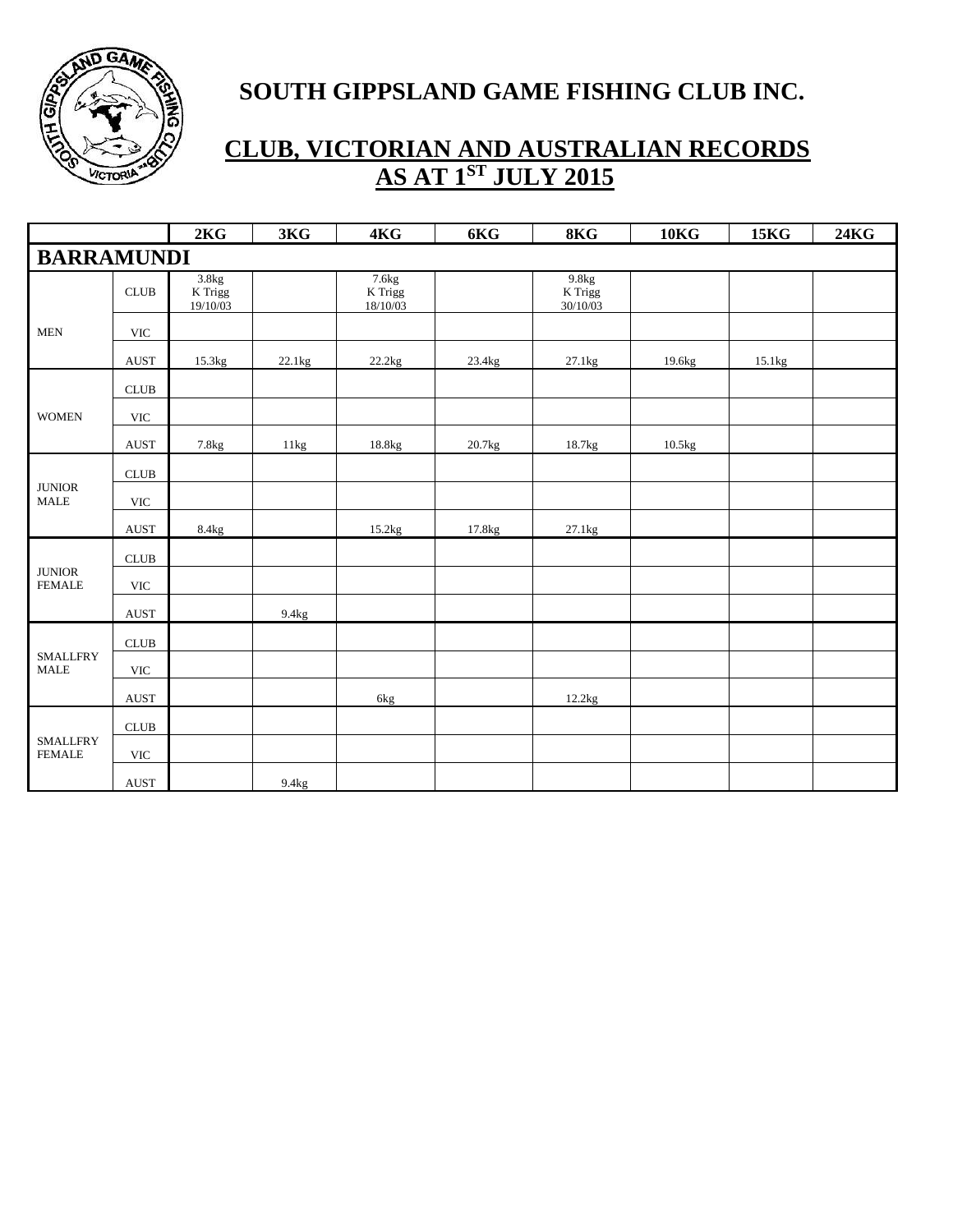# SOUTH GIPPSLAND GAME FISHING CLUB INC.

## CLUB, VICTORIAN AND AUSTRALIAN RECORDS AS AT 1ST JULY 2015

| | | 2KG | 3KG | 4KG | 6KG | 8KG | 10KG | 15KG | 24KG |
|---|---|---|---|---|---|---|---|---|---|
| **BARRAMUNDI** | | | | | | | | | |
| MEN | CLUB | 3.8kg K Trigg 19/10/03 | | 7.6kg K Trigg 18/10/03 | | 9.8kg K Trigg 30/10/03 | | | |
| | VIC | | | | | | | | |
| | AUST | 15.3kg | 22.1kg | 22.2kg | 23.4kg | 27.1kg | 19.6kg | 15.1kg | |
| WOMEN | CLUB | | | | | | | | |
| | VIC | | | | | | | | |
| | AUST | 7.8kg | 11kg | 18.8kg | 20.7kg | 18.7kg | 10.5kg | | |
| JUNIOR MALE | CLUB | | | | | | | | |
| | VIC | | | | | | | | |
| | AUST | 8.4kg | | 15.2kg | 17.8kg | 27.1kg | | | |
| JUNIOR FEMALE | CLUB | | | | | | | | |
| | VIC | | | | | | | | |
| | AUST | | 9.4kg | | | | | | |
| SMALLFRY MALE | CLUB | | | | | | | | |
| | VIC | | | | | | | | |
| | AUST | | | 6kg | | 12.2kg | | | |
| SMALLFRY FEMALE | CLUB | | | | | | | | |
| | VIC | | | | | | | | |
| | AUST | | 9.4kg | | | | | | |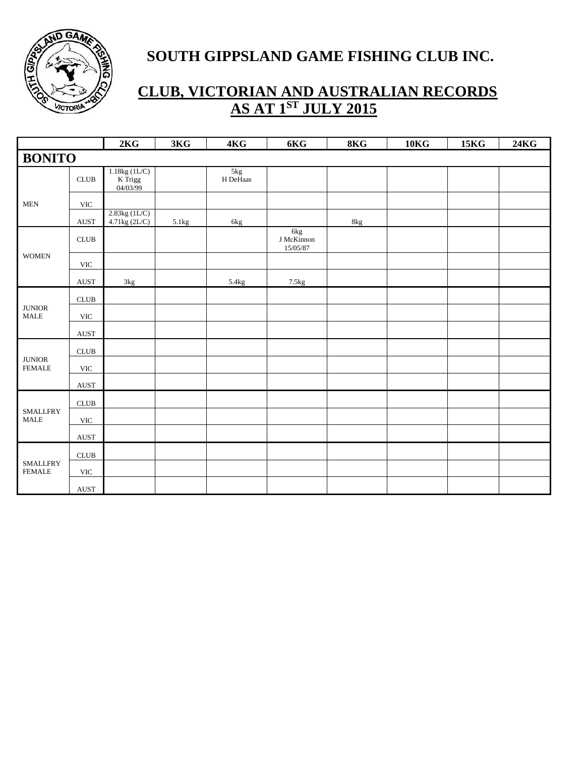# SOUTH GIPPSLAND GAME FISHING CLUB INC.

## CLUB, VICTORIAN AND AUSTRALIAN RECORDS AS AT 1ST JULY 2015

| | | 2KG | 3KG | 4KG | 6KG | 8KG | 10KG | 15KG | 24KG |
|---|---|---|---|---|---|---|---|---|---|
| **BONITO** | | | | | | | | | |
| MEN | CLUB | 1.18kg (1L/C) K Trigg 04/03/99 | | 5kg H DeHaas | | | | | |
| | VIC | | | | | | | | |
| | AUST | 2.83kg (1L/C) 4.71kg (2L/C) | 5.1kg | 6kg | | 8kg | | | |
| WOMEN | CLUB | | | | 6kg J McKinnon 15/05/87 | | | | |
| | VIC | | | | | | | | |
| | AUST | 3kg | | 5.4kg | 7.5kg | | | | |
| JUNIOR MALE | CLUB | | | | | | | | |
| | VIC | | | | | | | | |
| | AUST | | | | | | | | |
| JUNIOR FEMALE | CLUB | | | | | | | | |
| | VIC | | | | | | | | |
| | AUST | | | | | | | | |
| SMALLFRY MALE | CLUB | | | | | | | | |
| | VIC | | | | | | | | |
| | AUST | | | | | | | | |
| SMALLFRY FEMALE | CLUB | | | | | | | | |
| | VIC | | | | | | | | |
| | AUST | | | | | | | | |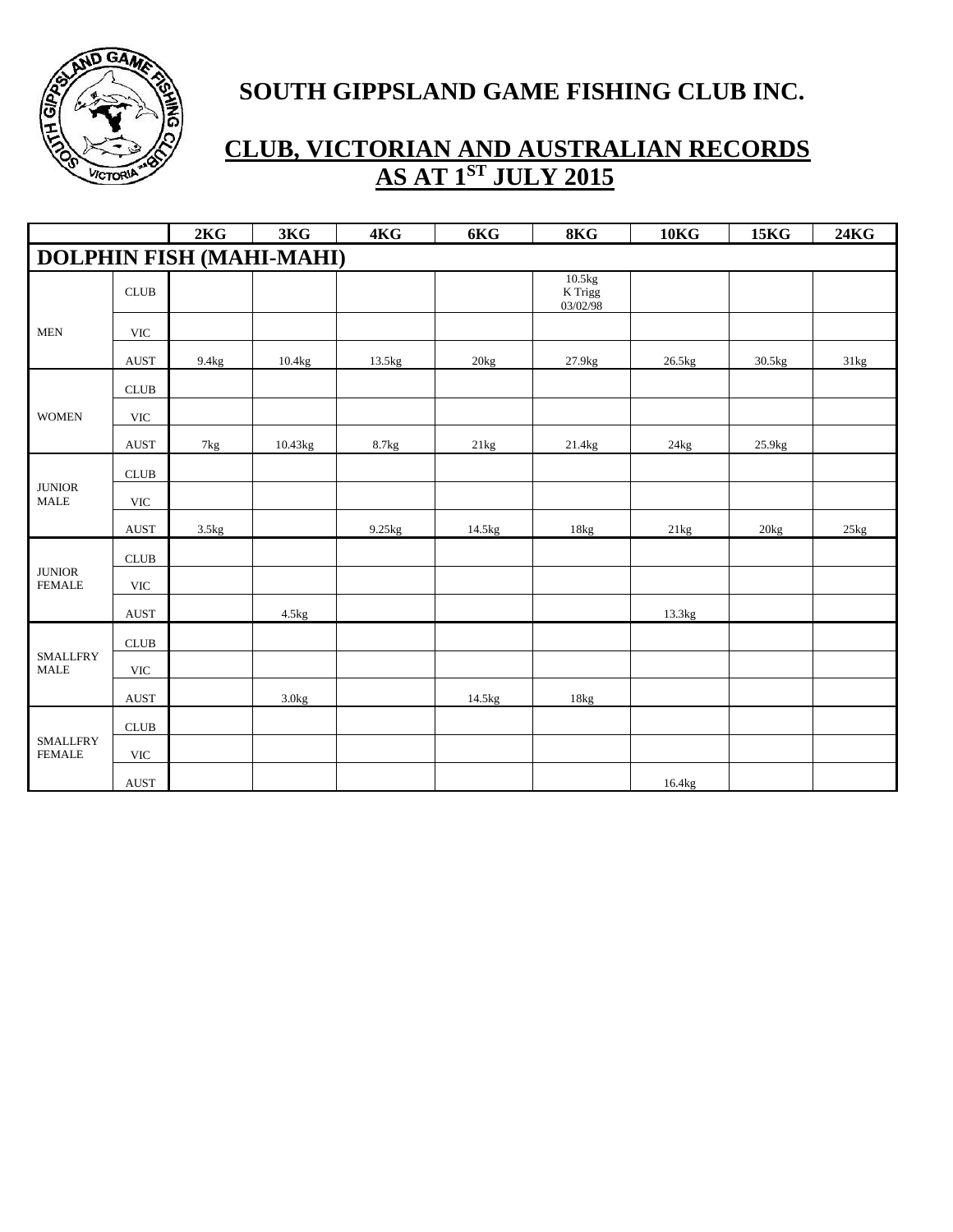# SOUTH GIPPSLAND GAME FISHING CLUB INC.

## CLUB, VICTORIAN AND AUSTRALIAN RECORDS AS AT 1ST JULY 2015

| | | 2KG | 3KG | 4KG | 6KG | 8KG | 10KG | 15KG | 24KG |
|---|---|---|---|---|---|---|---|---|---|
| **DOLPHIN FISH (MAHI-MAHI)** | | | | | | | | | |
| MEN | CLUB | | | | | 10.5kg K Trigg 03/02/98 | | | |
| | VIC | | | | | | | | |
| | AUST | 9.4kg | 10.4kg | 13.5kg | 20kg | 27.9kg | 26.5kg | 30.5kg | 31kg |
| WOMEN | CLUB | | | | | | | | |
| | VIC | | | | | | | | |
| | AUST | 7kg | 10.43kg | 8.7kg | 21kg | 21.4kg | 24kg | 25.9kg | |
| JUNIOR MALE | CLUB | | | | | | | | |
| | VIC | | | | | | | | |
| | AUST | 3.5kg | | 9.25kg | 14.5kg | 18kg | 21kg | 20kg | 25kg |
| JUNIOR FEMALE | CLUB | | | | | | | | |
| | VIC | | | | | | | | |
| | AUST | | 4.5kg | | | | 13.3kg | | |
| SMALLFRY MALE | CLUB | | | | | | | | |
| | VIC | | | | | | | | |
| | AUST | | 3.0kg | | 14.5kg | 18kg | | | |
| SMALLFRY FEMALE | CLUB | | | | | | | | |
| | VIC | | | | | | | | |
| | AUST | | | | | | 16.4kg | | |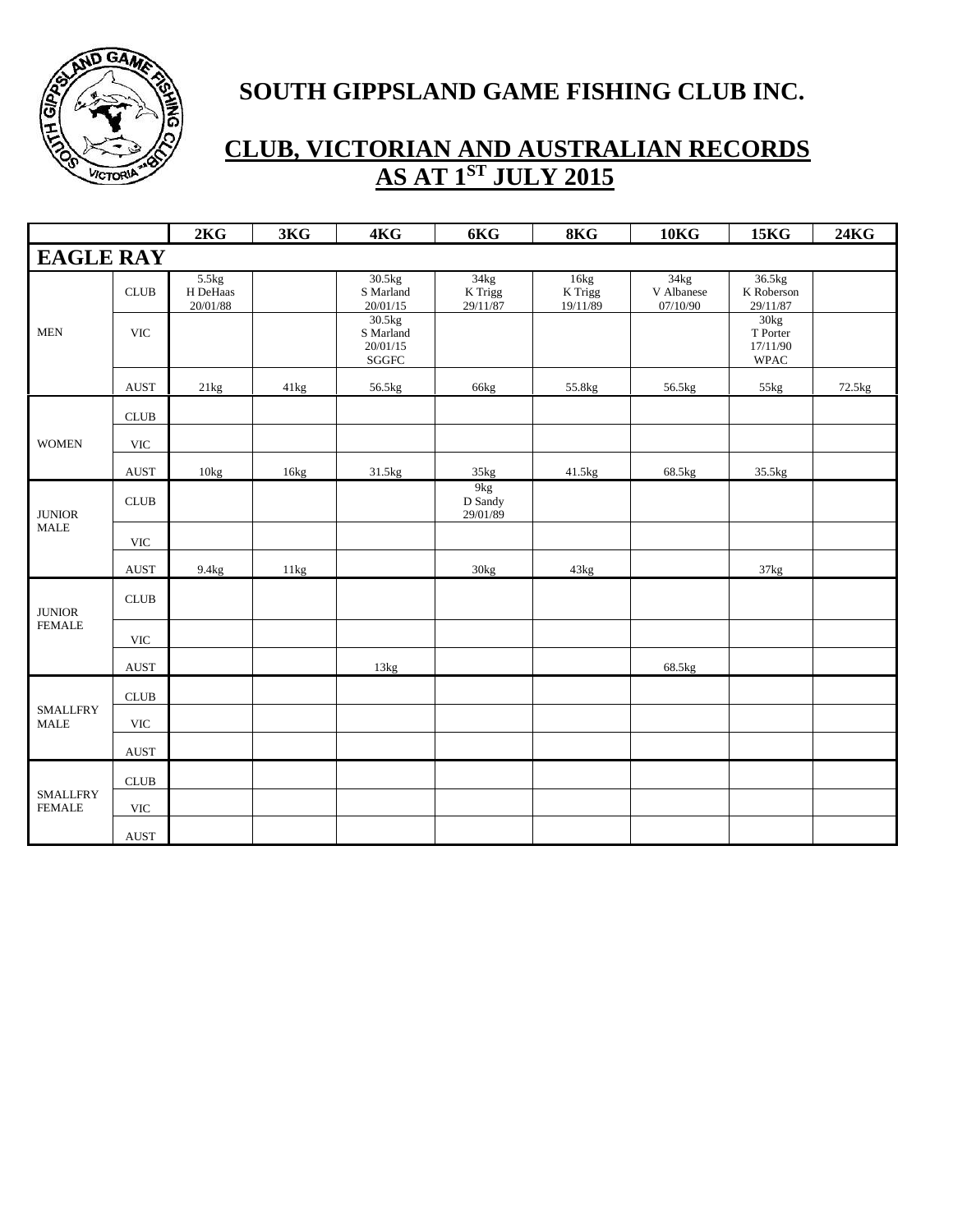# SOUTH GIPPSLAND GAME FISHING CLUB INC.

## CLUB, VICTORIAN AND AUSTRALIAN RECORDS AS AT 1ST JULY 2015

| | | 2KG | 3KG | 4KG | 6KG | 8KG | 10KG | 15KG | 24KG |
|---|---|---|---|---|---|---|---|---|---|
| **EAGLE RAY** | | | | | | | | | |
| MEN | CLUB | 5.5kg H DeHaas 20/01/88 | | 30.5kg S Marland 20/01/15 | 34kg K Trigg 29/11/87 | 16kg K Trigg 19/11/89 | 34kg V Albanese 07/10/90 | 36.5kg K Roberson 29/11/87 | |
| | VIC | | | 30.5kg S Marland 20/01/15 SGGFC | | | | 30kg T Porter 17/11/90 WPAC | |
| | AUST | 21kg | 41kg | 56.5kg | 66kg | 55.8kg | 56.5kg | 55kg | 72.5kg |
| WOMEN | CLUB | | | | | | | | |
| | VIC | | | | | | | | |
| | AUST | 10kg | 16kg | 31.5kg | 35kg | 41.5kg | 68.5kg | 35.5kg | |
| JUNIOR MALE | CLUB | | | | 9kg D Sandy 29/01/89 | | | | |
| | VIC | | | | | | | | |
| | AUST | 9.4kg | 11kg | | 30kg | 43kg | | 37kg | |
| JUNIOR FEMALE | CLUB | | | | | | | | |
| | VIC | | | | | | | | |
| | AUST | | | 13kg | | | 68.5kg | | |
| SMALLFRY MALE | CLUB | | | | | | | | |
| | VIC | | | | | | | | |
| | AUST | | | | | | | | |
| SMALLFRY FEMALE | CLUB | | | | | | | | |
| | VIC | | | | | | | | |
| | AUST | | | | | | | | |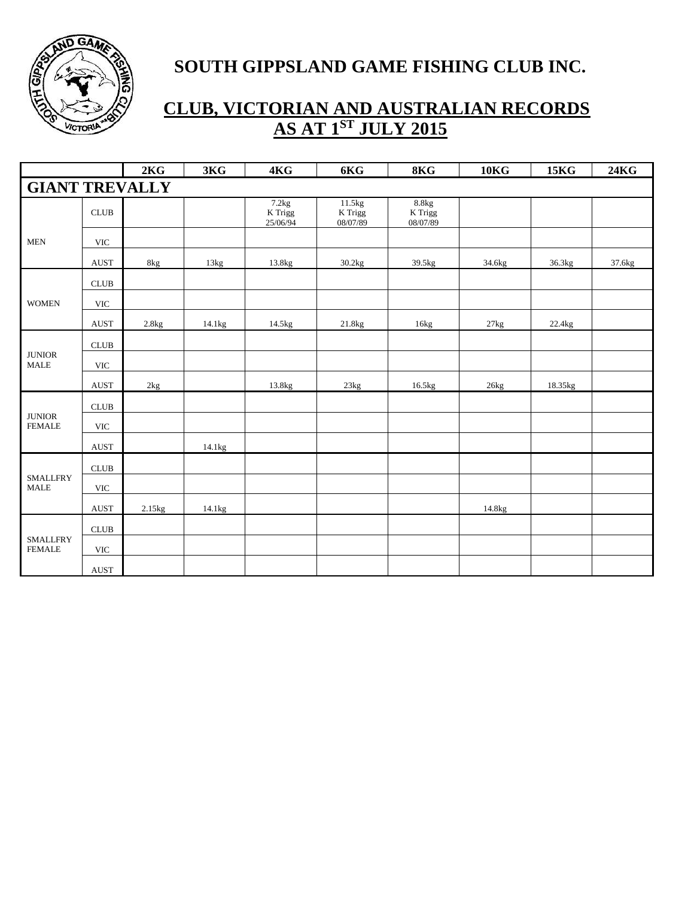# SOUTH GIPPSLAND GAME FISHING CLUB INC.

## CLUB, VICTORIAN AND AUSTRALIAN RECORDS AS AT 1ST JULY 2015

| | | 2KG | 3KG | 4KG | 6KG | 8KG | 10KG | 15KG | 24KG |
|---|---|---|---|---|---|---|---|---|---|
| **GIANT TREVALLY** | | | | | | | | | |
| MEN | CLUB | | | 7.2kg K Trigg 25/06/94 | 11.5kg K Trigg 08/07/89 | 8.8kg K Trigg 08/07/89 | | | |
| | VIC | | | | | | | | |
| | AUST | 8kg | 13kg | 13.8kg | 30.2kg | 39.5kg | 34.6kg | 36.3kg | 37.6kg |
| WOMEN | CLUB | | | | | | | | |
| | VIC | | | | | | | | |
| | AUST | 2.8kg | 14.1kg | 14.5kg | 21.8kg | 16kg | 27kg | 22.4kg | |
| JUNIOR MALE | CLUB | | | | | | | | |
| | VIC | | | | | | | | |
| | AUST | 2kg | | 13.8kg | 23kg | 16.5kg | 26kg | 18.35kg | |
| JUNIOR FEMALE | CLUB | | | | | | | | |
| | VIC | | | | | | | | |
| | AUST | | 14.1kg | | | | | | |
| SMALLFRY MALE | CLUB | | | | | | | | |
| | VIC | | | | | | | | |
| | AUST | 2.15kg | 14.1kg | | | | 14.8kg | | |
| SMALLFRY FEMALE | CLUB | | | | | | | | |
| | VIC | | | | | | | | |
| | AUST | | | | | | | | |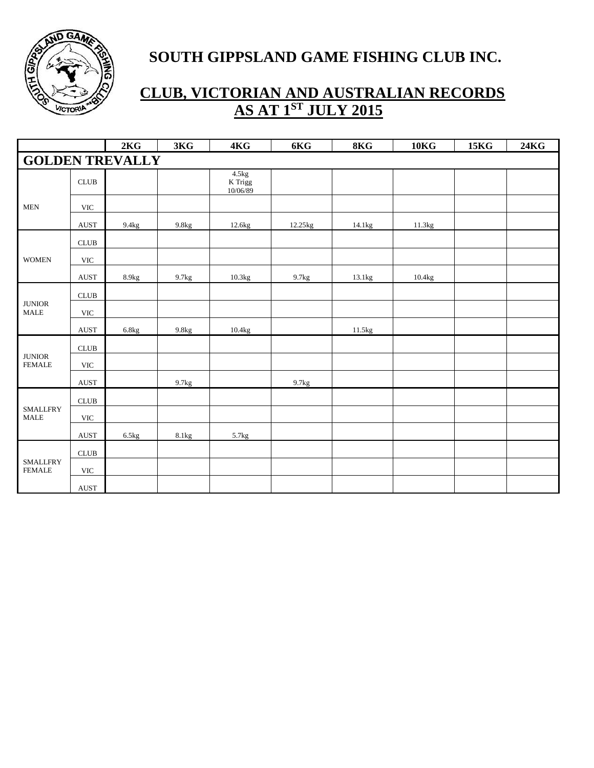# SOUTH GIPPSLAND GAME FISHING CLUB INC.

## CLUB, VICTORIAN AND AUSTRALIAN RECORDS AS AT 1ST JULY 2015

| | | 2KG | 3KG | 4KG | 6KG | 8KG | 10KG | 15KG | 24KG |
|---|---|---|---|---|---|---|---|---|---|
| **GOLDEN TREVALLY** | | | | | | | | | |
| MEN | CLUB | | | 4.5kg K Trigg 10/06/89 | | | | | |
| | VIC | | | | | | | | |
| | AUST | 9.4kg | 9.8kg | 12.6kg | 12.25kg | 14.1kg | 11.3kg | | |
| WOMEN | CLUB | | | | | | | | |
| | VIC | | | | | | | | |
| | AUST | 8.9kg | 9.7kg | 10.3kg | 9.7kg | 13.1kg | 10.4kg | | |
| JUNIOR MALE | CLUB | | | | | | | | |
| | VIC | | | | | | | | |
| | AUST | 6.8kg | 9.8kg | 10.4kg | | 11.5kg | | | |
| JUNIOR FEMALE | CLUB | | | | | | | | |
| | VIC | | | | | | | | |
| | AUST | | 9.7kg | | 9.7kg | | | | |
| SMALLFRY MALE | CLUB | | | | | | | | |
| | VIC | | | | | | | | |
| | AUST | 6.5kg | 8.1kg | 5.7kg | | | | | |
| SMALLFRY FEMALE | CLUB | | | | | | | | |
| | VIC | | | | | | | | |
| | AUST | | | | | | | | |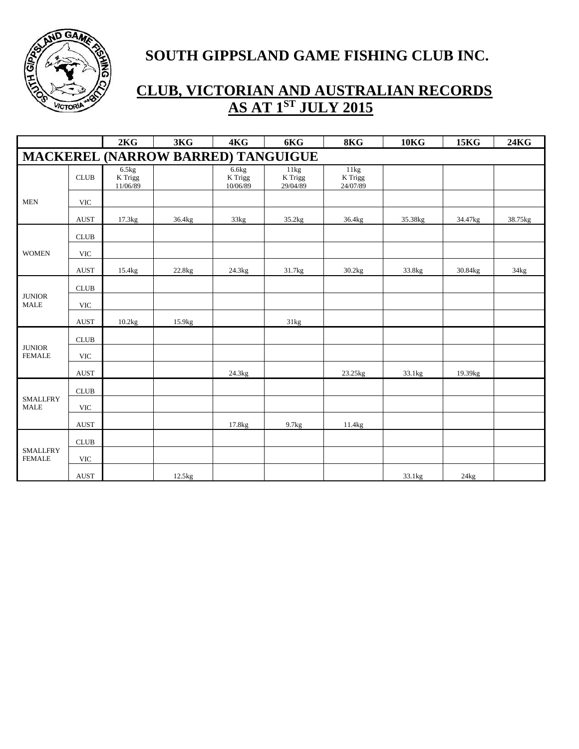# SOUTH GIPPSLAND GAME FISHING CLUB INC.

## CLUB, VICTORIAN AND AUSTRALIAN RECORDS AS AT 1ST JULY 2015

| | | 2KG | 3KG | 4KG | 6KG | 8KG | 10KG | 15KG | 24KG |
|---|---|---|---|---|---|---|---|---|---|
| **MACKEREL (NARROW BARRED) TANGUIGUE** | | | | | | | | | |
| MEN | CLUB | 6.5kg K Trigg 11/06/89 | | 6.6kg K Trigg 10/06/89 | 11kg K Trigg 29/04/89 | 11kg K Trigg 24/07/89 | | | |
| | VIC | | | | | | | | |
| | AUST | 17.3kg | 36.4kg | 33kg | 35.2kg | 36.4kg | 35.38kg | 34.47kg | 38.75kg |
| WOMEN | CLUB | | | | | | | | |
| | VIC | | | | | | | | |
| | AUST | 15.4kg | 22.8kg | 24.3kg | 31.7kg | 30.2kg | 33.8kg | 30.84kg | 34kg |
| JUNIOR MALE | CLUB | | | | | | | | |
| | VIC | | | | | | | | |
| | AUST | 10.2kg | 15.9kg | | 31kg | | | | |
| JUNIOR FEMALE | CLUB | | | | | | | | |
| | VIC | | | | | | | | |
| | AUST | | | 24.3kg | | 23.25kg | 33.1kg | 19.39kg | |
| SMALLFRY MALE | CLUB | | | | | | | | |
| | VIC | | | | | | | | |
| | AUST | | | 17.8kg | 9.7kg | 11.4kg | | | |
| SMALLFRY FEMALE | CLUB | | | | | | | | |
| | VIC | | | | | | | | |
| | AUST | | 12.5kg | | | | 33.1kg | 24kg | |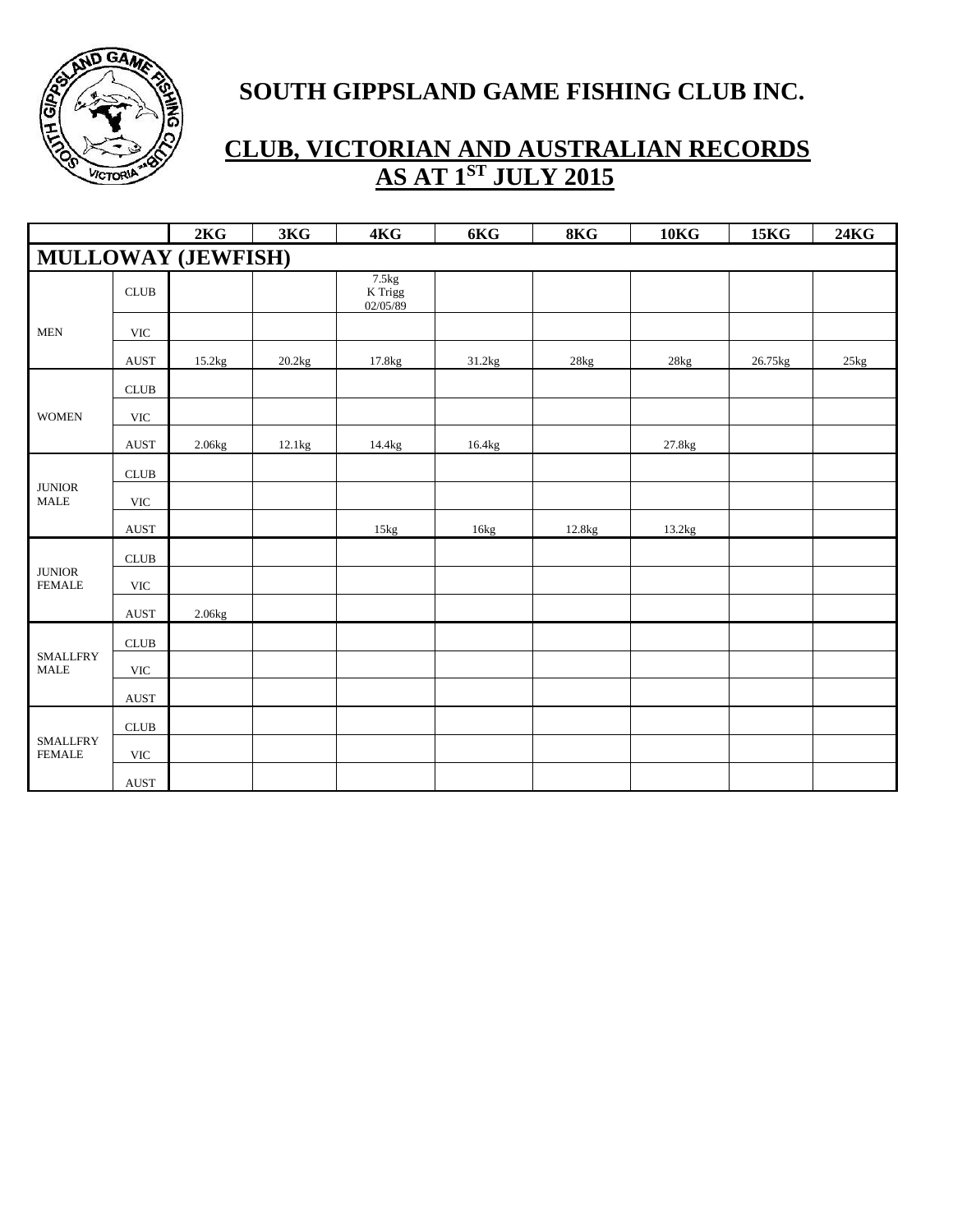# SOUTH GIPPSLAND GAME FISHING CLUB INC.

## CLUB, VICTORIAN AND AUSTRALIAN RECORDS AS AT 1ST JULY 2015

| | | 2KG | 3KG | 4KG | 6KG | 8KG | 10KG | 15KG | 24KG |
|---|---|---|---|---|---|---|---|---|---|
| **MULLOWAY (JEWFISH)** | | | | | | | | | |
| MEN | CLUB | | | 7.5kg K Trigg 02/05/89 | | | | | |
| | VIC | | | | | | | | |
| | AUST | 15.2kg | 20.2kg | 17.8kg | 31.2kg | 28kg | 28kg | 26.75kg | 25kg |
| WOMEN | CLUB | | | | | | | | |
| | VIC | | | | | | | | |
| | AUST | 2.06kg | 12.1kg | 14.4kg | 16.4kg | | 27.8kg | | |
| JUNIOR MALE | CLUB | | | | | | | | |
| | VIC | | | | | | | | |
| | AUST | | | 15kg | 16kg | 12.8kg | 13.2kg | | |
| JUNIOR FEMALE | CLUB | | | | | | | | |
| | VIC | | | | | | | | |
| | AUST | 2.06kg | | | | | | | |
| SMALLFRY MALE | CLUB | | | | | | | | |
| | VIC | | | | | | | | |
| | AUST | | | | | | | | |
| SMALLFRY FEMALE | CLUB | | | | | | | | |
| | VIC | | | | | | | | |
| | AUST | | | | | | | | |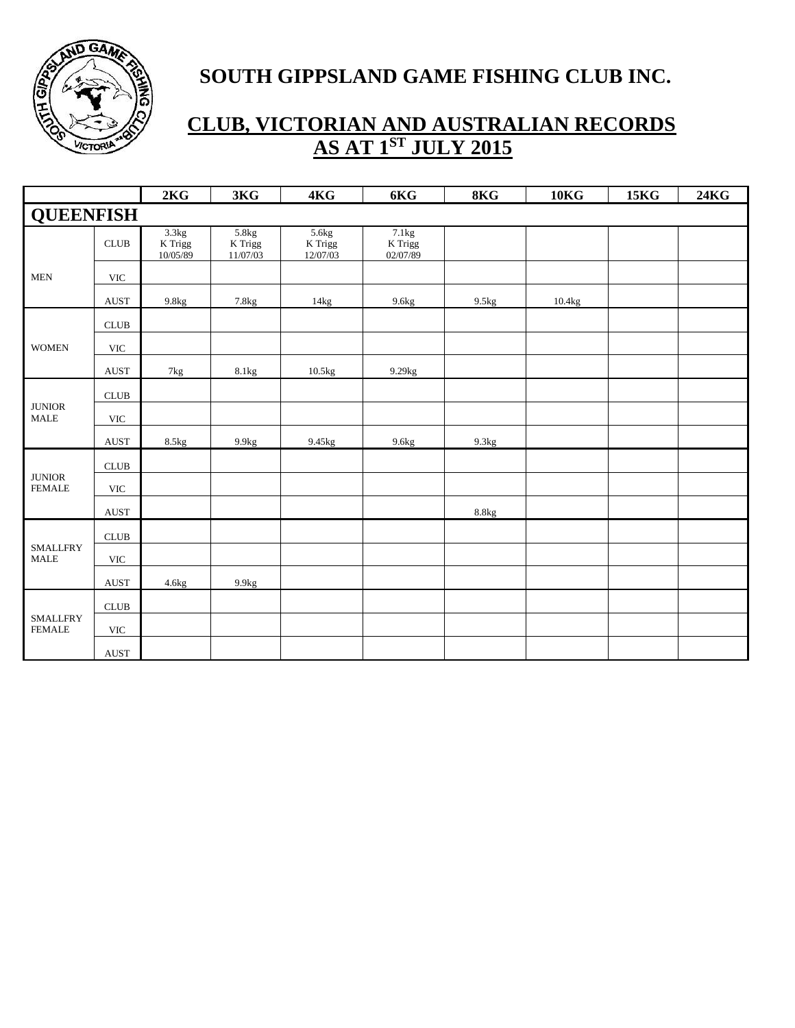# SOUTH GIPPSLAND GAME FISHING CLUB INC.

## CLUB, VICTORIAN AND AUSTRALIAN RECORDS AS AT 1ST JULY 2015

| | | 2KG | 3KG | 4KG | 6KG | 8KG | 10KG | 15KG | 24KG |
|---|---|---|---|---|---|---|---|---|---|
| **QUEENFISH** | | | | | | | | | |
| MEN | CLUB | 3.3kg K Trigg 10/05/89 | 5.8kg K Trigg 11/07/03 | 5.6kg K Trigg 12/07/03 | 7.1kg K Trigg 02/07/89 | | | | |
| | VIC | | | | | | | | |
| | AUST | 9.8kg | 7.8kg | 14kg | 9.6kg | 9.5kg | 10.4kg | | |
| WOMEN | CLUB | | | | | | | | |
| | VIC | | | | | | | | |
| | AUST | 7kg | 8.1kg | 10.5kg | 9.29kg | | | | |
| JUNIOR MALE | CLUB | | | | | | | | |
| | VIC | | | | | | | | |
| | AUST | 8.5kg | 9.9kg | 9.45kg | 9.6kg | 9.3kg | | | |
| JUNIOR FEMALE | CLUB | | | | | | | | |
| | VIC | | | | | | | | |
| | AUST | | | | | 8.8kg | | | |
| SMALLFRY MALE | CLUB | | | | | | | | |
| | VIC | | | | | | | | |
| | AUST | 4.6kg | 9.9kg | | | | | | |
| SMALLFRY FEMALE | CLUB | | | | | | | | |
| | VIC | | | | | | | | |
| | AUST | | | | | | | | |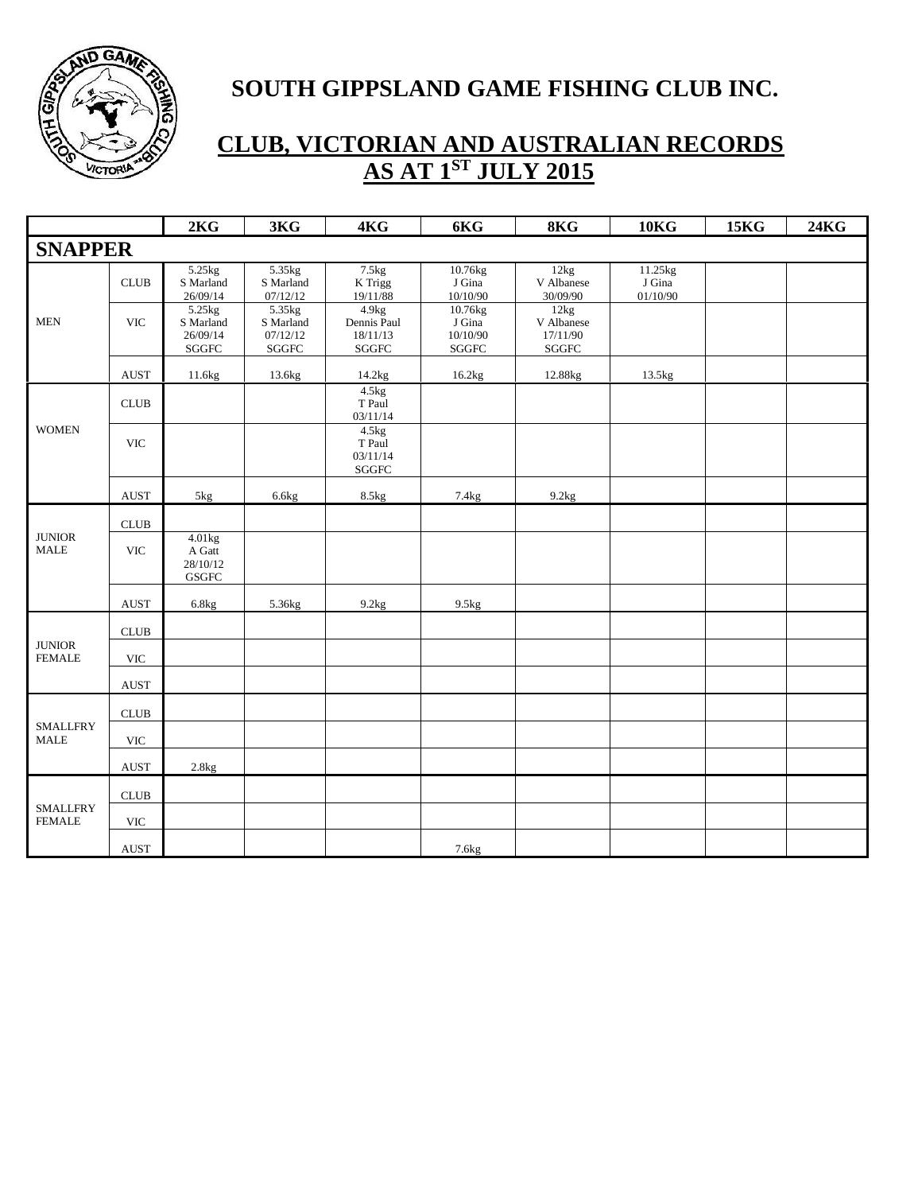# SOUTH GIPPSLAND GAME FISHING CLUB INC.

## CLUB, VICTORIAN AND AUSTRALIAN RECORDS AS AT 1ST JULY 2015

| | | 2KG | 3KG | 4KG | 6KG | 8KG | 10KG | 15KG | 24KG |
|---|---|---|---|---|---|---|---|---|---|
| **SNAPPER** | | | | | | | | | |
| MEN | CLUB | 5.25kg S Marland 26/09/14 | 5.35kg S Marland 07/12/12 | 7.5kg K Trigg 19/11/88 | 10.76kg J Gina 10/10/90 | 12kg V Albanese 30/09/90 | 11.25kg J Gina 01/10/90 | | |
| | VIC | 5.25kg S Marland 26/09/14 SGGFC | 5.35kg S Marland 07/12/12 SGGFC | 4.9kg Dennis Paul 18/11/13 SGGFC | 10.76kg J Gina 10/10/90 SGGFC | 12kg V Albanese 17/11/90 SGGFC | | | |
| | AUST | 11.6kg | 13.6kg | 14.2kg | 16.2kg | 12.88kg | 13.5kg | | |
| WOMEN | CLUB | | | 4.5kg T Paul 03/11/14 | | | | | |
| | VIC | | | 4.5kg T Paul 03/11/14 SGGFC | | | | | |
| | AUST | 5kg | 6.6kg | 8.5kg | 7.4kg | 9.2kg | | | |
| JUNIOR MALE | CLUB | | | | | | | | |
| | VIC | 4.01kg A Gatt 28/10/12 GSGFC | | | | | | | |
| | AUST | 6.8kg | 5.36kg | 9.2kg | 9.5kg | | | | |
| JUNIOR FEMALE | CLUB | | | | | | | | |
| | VIC | | | | | | | | |
| | AUST | | | | | | | | |
| SMALLFRY MALE | CLUB | | | | | | | | |
| | VIC | | | | | | | | |
| | AUST | 2.8kg | | | | | | | |
| SMALLFRY FEMALE | CLUB | | | | | | | | |
| | VIC | | | | | | | | |
| | AUST | | | | 7.6kg | | | | |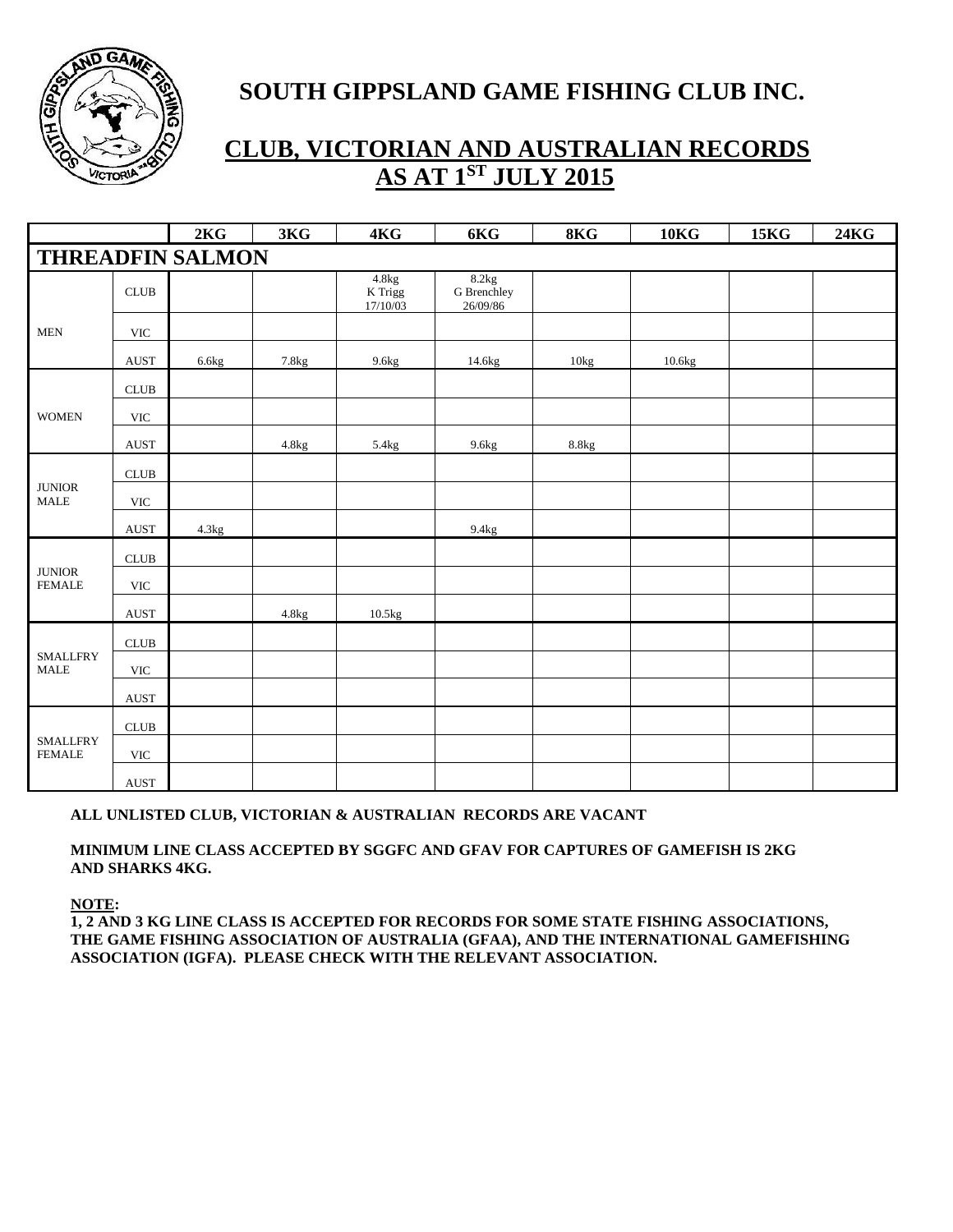# SOUTH GIPPSLAND GAME FISHING CLUB INC.

## CLUB, VICTORIAN AND AUSTRALIAN RECORDS AS AT 1ST JULY 2015

| | | 2KG | 3KG | 4KG | 6KG | 8KG | 10KG | 15KG | 24KG |
|---|---|---|---|---|---|---|---|---|---|
| **THREADFIN SALMON** | | | | | | | | | |
| MEN | CLUB | | | 4.8kg K Trigg 17/10/03 | 8.2kg G Brenchley 26/09/86 | | | | |
| | VIC | | | | | | | | |
| | AUST | 6.6kg | 7.8kg | 9.6kg | 14.6kg | 10kg | 10.6kg | | |
| WOMEN | CLUB | | | | | | | | |
| | VIC | | | | | | | | |
| | AUST | | 4.8kg | 5.4kg | 9.6kg | 8.8kg | | | |
| JUNIOR MALE | CLUB | | | | | | | | |
| | VIC | | | | | | | | |
| | AUST | 4.3kg | | | 9.4kg | | | | |
| JUNIOR FEMALE | CLUB | | | | | | | | |
| | VIC | | | | | | | | |
| | AUST | | 4.8kg | 10.5kg | | | | | |
| SMALLFRY MALE | CLUB | | | | | | | | |
| | VIC | | | | | | | | |
| | AUST | | | | | | | | |
| SMALLFRY FEMALE | CLUB | | | | | | | | |
| | VIC | | | | | | | | |
| | AUST | | | | | | | | |

**ALL UNLISTED CLUB, VICTORIAN & AUSTRALIAN RECORDS ARE VACANT**

**MINIMUM LINE CLASS ACCEPTED BY SGGFC AND GFAV FOR CAPTURES OF GAMEFISH IS 2KG AND SHARKS 4KG.**

**NOTE:**
**1, 2 AND 3 KG LINE CLASS IS ACCEPTED FOR RECORDS FOR SOME STATE FISHING ASSOCIATIONS, THE GAME FISHING ASSOCIATION OF AUSTRALIA (GFAA), AND THE INTERNATIONAL GAMEFISHING ASSOCIATION (IGFA). PLEASE CHECK WITH THE RELEVANT ASSOCIATION.**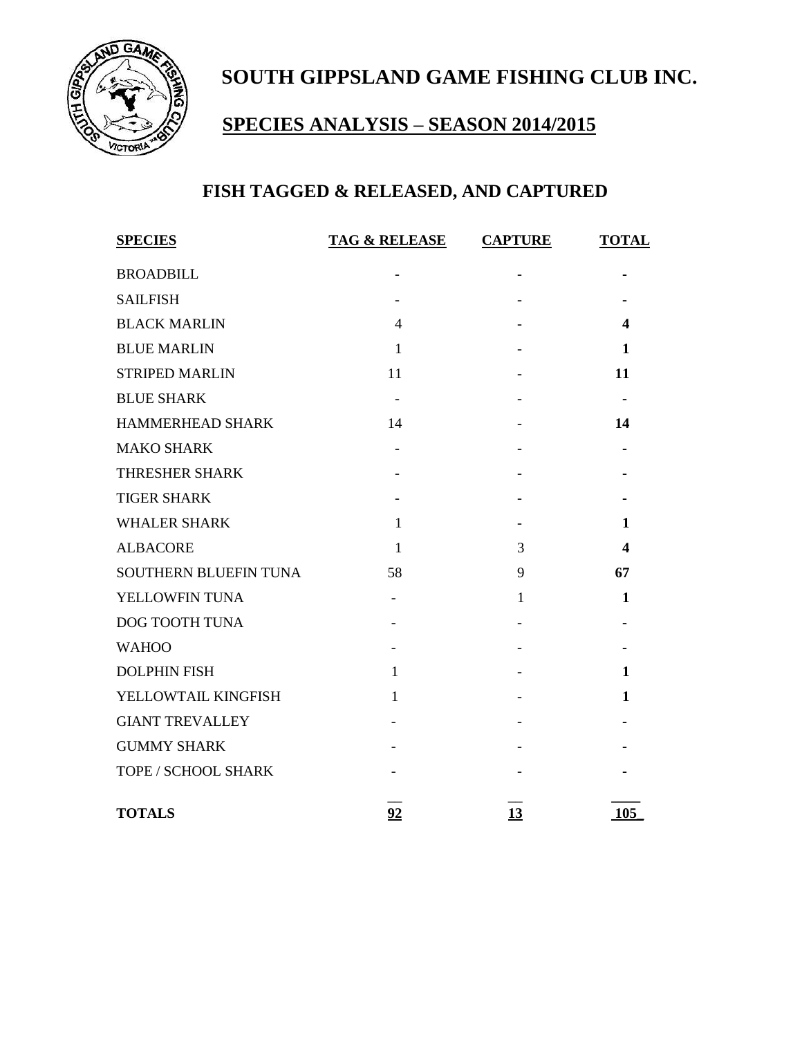# SOUTH GIPPSLAND GAME FISHING CLUB INC.

## SPECIES ANALYSIS – SEASON 2014/2015

### FISH TAGGED & RELEASED, AND CAPTURED

| SPECIES | TAG & RELEASE | CAPTURE | TOTAL |
|---|---|---|---|
| BROADBILL | - | - | **-** |
| SAILFISH | - | - | **-** |
| BLACK MARLIN | 4 | - | **4** |
| BLUE MARLIN | 1 | - | **1** |
| STRIPED MARLIN | 11 | - | **11** |
| BLUE SHARK | - | - | **-** |
| HAMMERHEAD SHARK | 14 | - | **14** |
| MAKO SHARK | - | - | **-** |
| THRESHER SHARK | - | - | **-** |
| TIGER SHARK | - | - | **-** |
| WHALER SHARK | 1 | - | **1** |
| ALBACORE | 1 | 3 | **4** |
| SOUTHERN BLUEFIN TUNA | 58 | 9 | **67** |
| YELLOWFIN TUNA | - | 1 | **1** |
| DOG TOOTH TUNA | - | - | **-** |
| WAHOO | - | - | **-** |
| DOLPHIN FISH | 1 | - | **1** |
| YELLOWTAIL KINGFISH | 1 | - | **1** |
| GIANT TREVALLEY | - | - | **-** |
| GUMMY SHARK | - | - | **-** |
| TOPE / SCHOOL SHARK | - | - | **-** |
| **TOTALS** | **92** | **13** | **105** |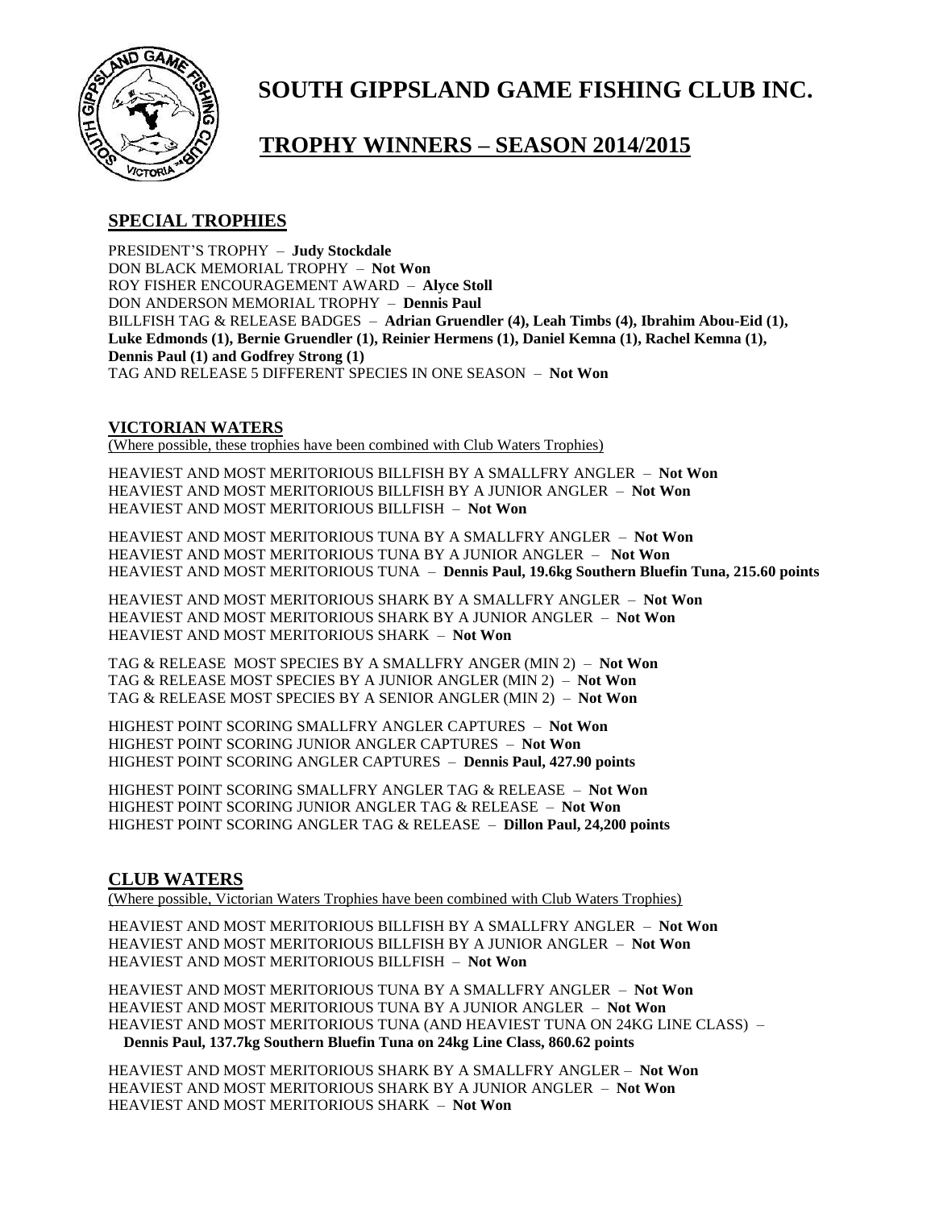# SOUTH GIPPSLAND GAME FISHING CLUB INC.

## TROPHY WINNERS – SEASON 2014/2015

### SPECIAL TROPHIES

PRESIDENT'S TROPHY – **Judy Stockdale**
DON BLACK MEMORIAL TROPHY – **Not Won**
ROY FISHER ENCOURAGEMENT AWARD – **Alyce Stoll**
DON ANDERSON MEMORIAL TROPHY – **Dennis Paul**
BILLFISH TAG & RELEASE BADGES – **Adrian Gruendler (4), Leah Timbs (4), Ibrahim Abou-Eid (1), Luke Edmonds (1), Bernie Gruendler (1), Reinier Hermens (1), Daniel Kemna (1), Rachel Kemna (1), Dennis Paul (1) and Godfrey Strong (1)**
TAG AND RELEASE 5 DIFFERENT SPECIES IN ONE SEASON – **Not Won**

### VICTORIAN WATERS

(Where possible, these trophies have been combined with Club Waters Trophies)

HEAVIEST AND MOST MERITORIOUS BILLFISH BY A SMALLFRY ANGLER – **Not Won**
HEAVIEST AND MOST MERITORIOUS BILLFISH BY A JUNIOR ANGLER – **Not Won**
HEAVIEST AND MOST MERITORIOUS BILLFISH – **Not Won**

HEAVIEST AND MOST MERITORIOUS TUNA BY A SMALLFRY ANGLER – **Not Won**
HEAVIEST AND MOST MERITORIOUS TUNA BY A JUNIOR ANGLER – **Not Won**
HEAVIEST AND MOST MERITORIOUS TUNA – **Dennis Paul, 19.6kg Southern Bluefin Tuna, 215.60 points**

HEAVIEST AND MOST MERITORIOUS SHARK BY A SMALLFRY ANGLER – **Not Won**
HEAVIEST AND MOST MERITORIOUS SHARK BY A JUNIOR ANGLER – **Not Won**
HEAVIEST AND MOST MERITORIOUS SHARK – **Not Won**

TAG & RELEASE MOST SPECIES BY A SMALLFRY ANGER (MIN 2) – **Not Won**
TAG & RELEASE MOST SPECIES BY A JUNIOR ANGLER (MIN 2) – **Not Won**
TAG & RELEASE MOST SPECIES BY A SENIOR ANGLER (MIN 2) – **Not Won**

HIGHEST POINT SCORING SMALLFRY ANGLER CAPTURES – **Not Won**
HIGHEST POINT SCORING JUNIOR ANGLER CAPTURES – **Not Won**
HIGHEST POINT SCORING ANGLER CAPTURES – **Dennis Paul, 427.90 points**

HIGHEST POINT SCORING SMALLFRY ANGLER TAG & RELEASE – **Not Won**
HIGHEST POINT SCORING JUNIOR ANGLER TAG & RELEASE – **Not Won**
HIGHEST POINT SCORING ANGLER TAG & RELEASE – **Dillon Paul, 24,200 points**

### CLUB WATERS

(Where possible, Victorian Waters Trophies have been combined with Club Waters Trophies)

HEAVIEST AND MOST MERITORIOUS BILLFISH BY A SMALLFRY ANGLER – **Not Won**
HEAVIEST AND MOST MERITORIOUS BILLFISH BY A JUNIOR ANGLER – **Not Won**
HEAVIEST AND MOST MERITORIOUS BILLFISH – **Not Won**

HEAVIEST AND MOST MERITORIOUS TUNA BY A SMALLFRY ANGLER – **Not Won**
HEAVIEST AND MOST MERITORIOUS TUNA BY A JUNIOR ANGLER – **Not Won**
HEAVIEST AND MOST MERITORIOUS TUNA (AND HEAVIEST TUNA ON 24KG LINE CLASS) –
**Dennis Paul, 137.7kg Southern Bluefin Tuna on 24kg Line Class, 860.62 points**

HEAVIEST AND MOST MERITORIOUS SHARK BY A SMALLFRY ANGLER – **Not Won**
HEAVIEST AND MOST MERITORIOUS SHARK BY A JUNIOR ANGLER – **Not Won**
HEAVIEST AND MOST MERITORIOUS SHARK – **Not Won**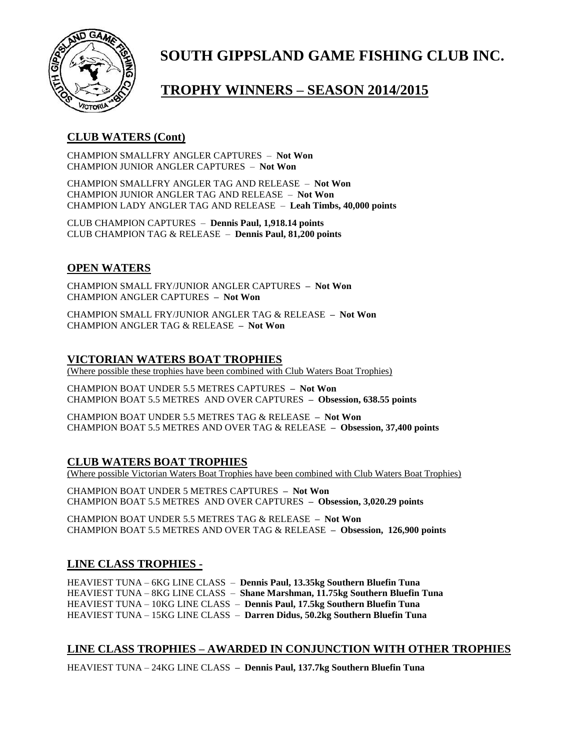# SOUTH GIPPSLAND GAME FISHING CLUB INC.

## TROPHY WINNERS – SEASON 2014/2015

### CLUB WATERS (Cont)

CHAMPION SMALLFRY ANGLER CAPTURES – **Not Won**
CHAMPION JUNIOR ANGLER CAPTURES – **Not Won**

CHAMPION SMALLFRY ANGLER TAG AND RELEASE – **Not Won**
CHAMPION JUNIOR ANGLER TAG AND RELEASE – **Not Won**
CHAMPION LADY ANGLER TAG AND RELEASE – **Leah Timbs, 40,000 points**

CLUB CHAMPION CAPTURES – **Dennis Paul, 1,918.14 points**
CLUB CHAMPION TAG & RELEASE – **Dennis Paul, 81,200 points**

### OPEN WATERS

CHAMPION SMALL FRY/JUNIOR ANGLER CAPTURES **– Not Won**
CHAMPION ANGLER CAPTURES **– Not Won**

CHAMPION SMALL FRY/JUNIOR ANGLER TAG & RELEASE **– Not Won**
CHAMPION ANGLER TAG & RELEASE **– Not Won**

### VICTORIAN WATERS BOAT TROPHIES

(Where possible these trophies have been combined with Club Waters Boat Trophies)

CHAMPION BOAT UNDER 5.5 METRES CAPTURES **– Not Won**
CHAMPION BOAT 5.5 METRES AND OVER CAPTURES **– Obsession, 638.55 points**

CHAMPION BOAT UNDER 5.5 METRES TAG & RELEASE **– Not Won**
CHAMPION BOAT 5.5 METRES AND OVER TAG & RELEASE **– Obsession, 37,400 points**

### CLUB WATERS BOAT TROPHIES

(Where possible Victorian Waters Boat Trophies have been combined with Club Waters Boat Trophies)

CHAMPION BOAT UNDER 5 METRES CAPTURES **– Not Won**
CHAMPION BOAT 5.5 METRES AND OVER CAPTURES **– Obsession, 3,020.29 points**

CHAMPION BOAT UNDER 5.5 METRES TAG & RELEASE **– Not Won**
CHAMPION BOAT 5.5 METRES AND OVER TAG & RELEASE **– Obsession, 126,900 points**

### LINE CLASS TROPHIES -

HEAVIEST TUNA – 6KG LINE CLASS – **Dennis Paul, 13.35kg Southern Bluefin Tuna**
HEAVIEST TUNA – 8KG LINE CLASS – **Shane Marshman, 11.75kg Southern Bluefin Tuna**
HEAVIEST TUNA – 10KG LINE CLASS – **Dennis Paul, 17.5kg Southern Bluefin Tuna**
HEAVIEST TUNA – 15KG LINE CLASS – **Darren Didus, 50.2kg Southern Bluefin Tuna**

### LINE CLASS TROPHIES – AWARDED IN CONJUNCTION WITH OTHER TROPHIES

HEAVIEST TUNA – 24KG LINE CLASS **– Dennis Paul, 137.7kg Southern Bluefin Tuna**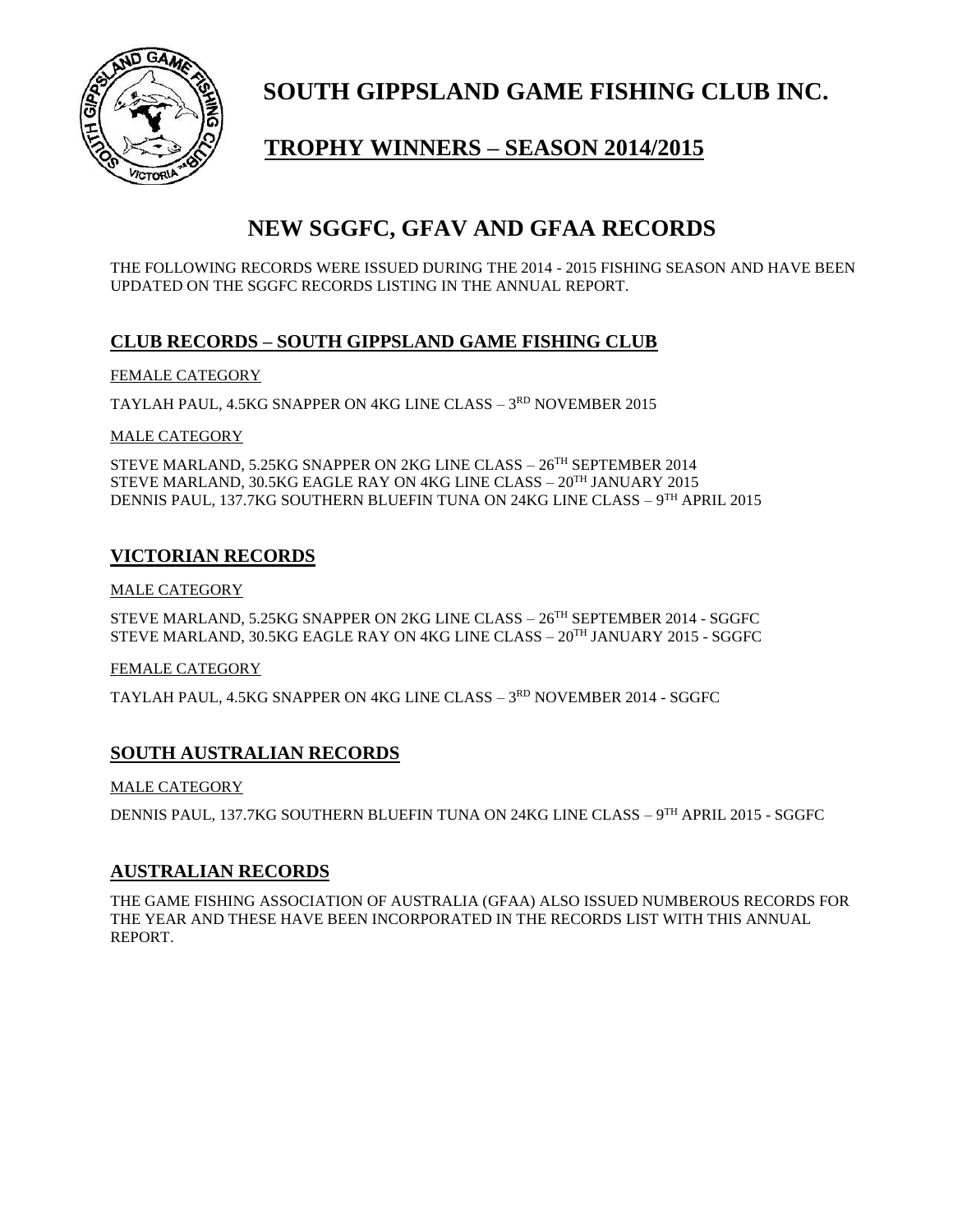# SOUTH GIPPSLAND GAME FISHING CLUB INC.

## TROPHY WINNERS – SEASON 2014/2015

## NEW SGGFC, GFAV AND GFAA RECORDS

THE FOLLOWING RECORDS WERE ISSUED DURING THE 2014 - 2015 FISHING SEASON AND HAVE BEEN UPDATED ON THE SGGFC RECORDS LISTING IN THE ANNUAL REPORT.

### CLUB RECORDS – SOUTH GIPPSLAND GAME FISHING CLUB

FEMALE CATEGORY

TAYLAH PAUL, 4.5KG SNAPPER ON 4KG LINE CLASS – 3RD NOVEMBER 2015

MALE CATEGORY

STEVE MARLAND, 5.25KG SNAPPER ON 2KG LINE CLASS – 26TH SEPTEMBER 2014
STEVE MARLAND, 30.5KG EAGLE RAY ON 4KG LINE CLASS – 20TH JANUARY 2015
DENNIS PAUL, 137.7KG SOUTHERN BLUEFIN TUNA ON 24KG LINE CLASS – 9TH APRIL 2015

### VICTORIAN RECORDS

MALE CATEGORY

STEVE MARLAND, 5.25KG SNAPPER ON 2KG LINE CLASS – 26TH SEPTEMBER 2014 - SGGFC
STEVE MARLAND, 30.5KG EAGLE RAY ON 4KG LINE CLASS – 20TH JANUARY 2015 - SGGFC

FEMALE CATEGORY

TAYLAH PAUL, 4.5KG SNAPPER ON 4KG LINE CLASS – 3RD NOVEMBER 2014 - SGGFC

### SOUTH AUSTRALIAN RECORDS

MALE CATEGORY

DENNIS PAUL, 137.7KG SOUTHERN BLUEFIN TUNA ON 24KG LINE CLASS – 9TH APRIL 2015 - SGGFC

### AUSTRALIAN RECORDS

THE GAME FISHING ASSOCIATION OF AUSTRALIA (GFAA) ALSO ISSUED NUMBEROUS RECORDS FOR THE YEAR AND THESE HAVE BEEN INCORPORATED IN THE RECORDS LIST WITH THIS ANNUAL REPORT.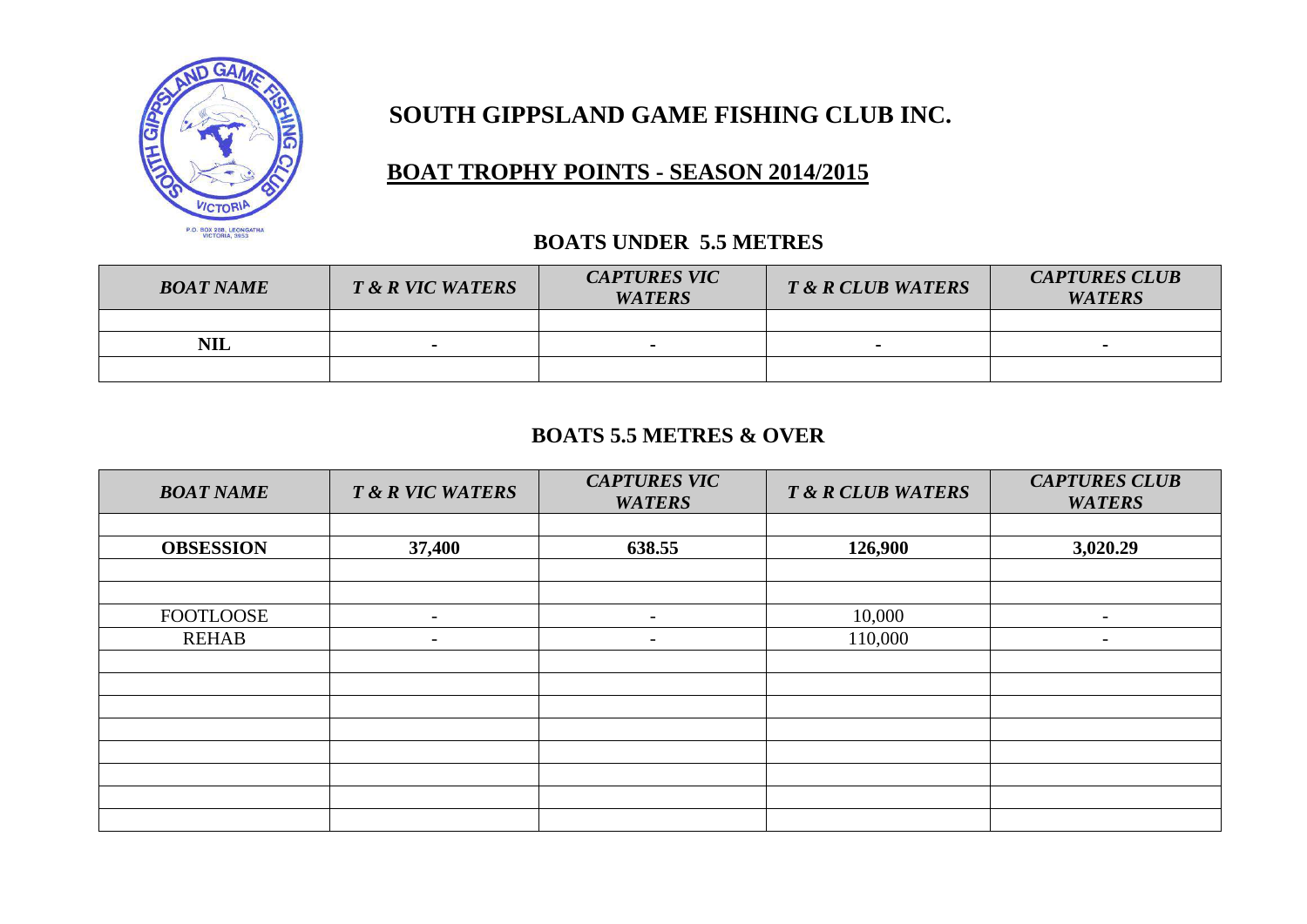# SOUTH GIPPSLAND GAME FISHING CLUB INC.

## BOAT TROPHY POINTS - SEASON 2014/2015

### BOATS UNDER 5.5 METRES

| *BOAT NAME* | *T & R VIC WATERS* | *CAPTURES VIC WATERS* | *T & R CLUB WATERS* | *CAPTURES CLUB WATERS* |
|---|---|---|---|---|
| | | | | |
| **NIL** | - | - | - | - |
| | | | | |

### BOATS 5.5 METRES & OVER

| *BOAT NAME* | *T & R VIC WATERS* | *CAPTURES VIC WATERS* | *T & R CLUB WATERS* | *CAPTURES CLUB WATERS* |
|---|---|---|---|---|
| | | | | |
| **OBSESSION** | **37,400** | **638.55** | **126,900** | **3,020.29** |
| | | | | |
| | | | | |
| FOOTLOOSE | - | - | 10,000 | - |
| REHAB | - | - | 110,000 | - |
| | | | | |
| | | | | |
| | | | | |
| | | | | |
| | | | | |
| | | | | |
| | | | | |
| | | | | |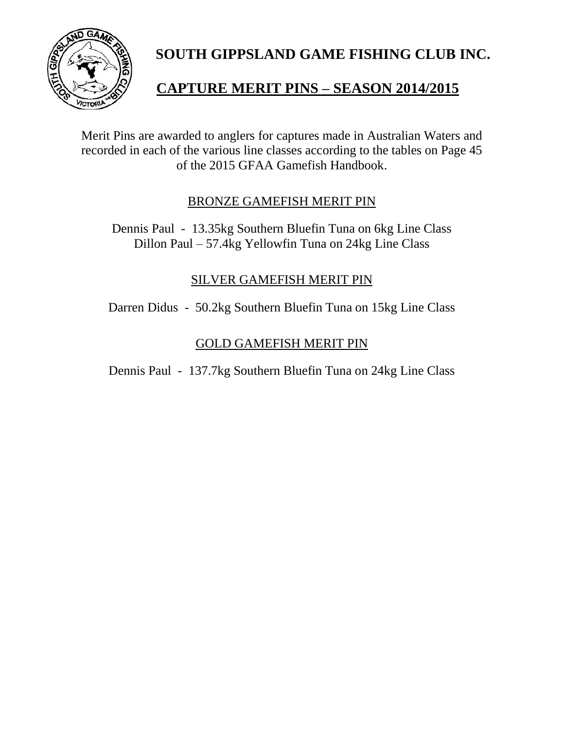# SOUTH GIPPSLAND GAME FISHING CLUB INC.

## CAPTURE MERIT PINS – SEASON 2014/2015

Merit Pins are awarded to anglers for captures made in Australian Waters and recorded in each of the various line classes according to the tables on Page 45 of the 2015 GFAA Gamefish Handbook.

### BRONZE GAMEFISH MERIT PIN

Dennis Paul - 13.35kg Southern Bluefin Tuna on 6kg Line Class
Dillon Paul – 57.4kg Yellowfin Tuna on 24kg Line Class

### SILVER GAMEFISH MERIT PIN

Darren Didus - 50.2kg Southern Bluefin Tuna on 15kg Line Class

### GOLD GAMEFISH MERIT PIN

Dennis Paul - 137.7kg Southern Bluefin Tuna on 24kg Line Class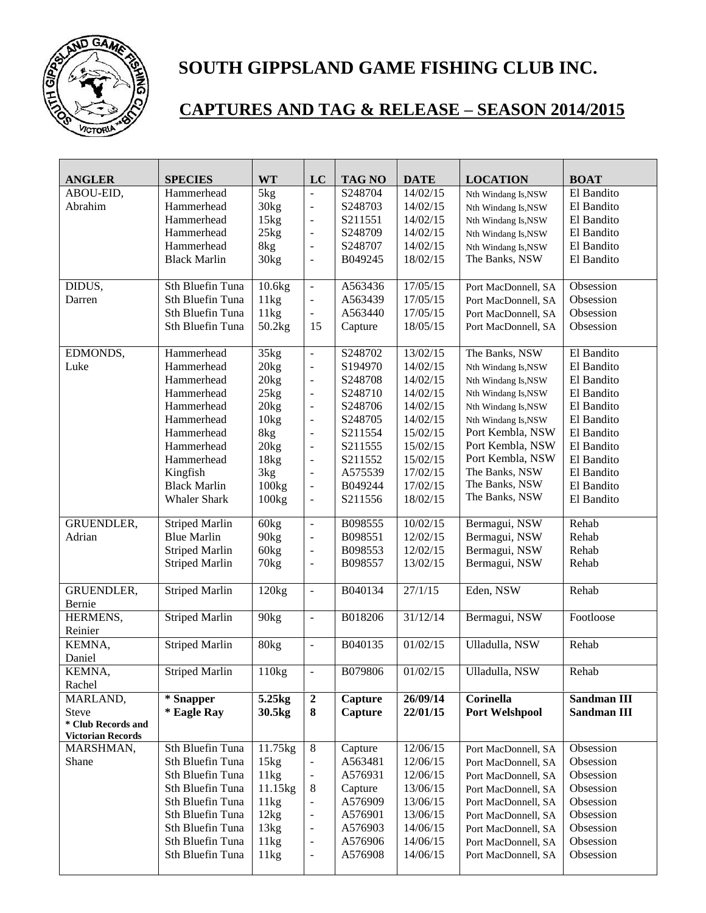# SOUTH GIPPSLAND GAME FISHING CLUB INC.

## CAPTURES AND TAG & RELEASE – SEASON 2014/2015

| ANGLER | SPECIES | WT | LC | TAG NO | DATE | LOCATION | BOAT |
|---|---|---|---|---|---|---|---|
| ABOU-EID, Abrahim | Hammerhead | 5kg | - | S248704 | 14/02/15 | Nth Windang Is,NSW | El Bandito |
| | Hammerhead | 30kg | - | S248703 | 14/02/15 | Nth Windang Is,NSW | El Bandito |
| | Hammerhead | 15kg | - | S211551 | 14/02/15 | Nth Windang Is,NSW | El Bandito |
| | Hammerhead | 25kg | - | S248709 | 14/02/15 | Nth Windang Is,NSW | El Bandito |
| | Hammerhead | 8kg | - | S248707 | 14/02/15 | Nth Windang Is,NSW | El Bandito |
| | Black Marlin | 30kg | - | B049245 | 18/02/15 | The Banks, NSW | El Bandito |
| DIDUS, Darren | Sth Bluefin Tuna | 10.6kg | - | A563436 | 17/05/15 | Port MacDonnell, SA | Obsession |
| | Sth Bluefin Tuna | 11kg | - | A563439 | 17/05/15 | Port MacDonnell, SA | Obsession |
| | Sth Bluefin Tuna | 11kg | - | A563440 | 17/05/15 | Port MacDonnell, SA | Obsession |
| | Sth Bluefin Tuna | 50.2kg | 15 | Capture | 18/05/15 | Port MacDonnell, SA | Obsession |
| EDMONDS, Luke | Hammerhead | 35kg | - | S248702 | 13/02/15 | The Banks, NSW | El Bandito |
| | Hammerhead | 20kg | - | S194970 | 14/02/15 | Nth Windang Is,NSW | El Bandito |
| | Hammerhead | 20kg | - | S248708 | 14/02/15 | Nth Windang Is,NSW | El Bandito |
| | Hammerhead | 25kg | - | S248710 | 14/02/15 | Nth Windang Is,NSW | El Bandito |
| | Hammerhead | 20kg | - | S248706 | 14/02/15 | Nth Windang Is,NSW | El Bandito |
| | Hammerhead | 10kg | - | S248705 | 14/02/15 | Nth Windang Is,NSW | El Bandito |
| | Hammerhead | 8kg | - | S211554 | 15/02/15 | Port Kembla, NSW | El Bandito |
| | Hammerhead | 20kg | - | S211555 | 15/02/15 | Port Kembla, NSW | El Bandito |
| | Hammerhead | 18kg | - | S211552 | 15/02/15 | Port Kembla, NSW | El Bandito |
| | Kingfish | 3kg | - | A575539 | 17/02/15 | The Banks, NSW | El Bandito |
| | Black Marlin | 100kg | - | B049244 | 17/02/15 | The Banks, NSW | El Bandito |
| | Whaler Shark | 100kg | - | S211556 | 18/02/15 | The Banks, NSW | El Bandito |
| GRUENDLER, Adrian | Striped Marlin | 60kg | - | B098555 | 10/02/15 | Bermagui, NSW | Rehab |
| | Blue Marlin | 90kg | - | B098551 | 12/02/15 | Bermagui, NSW | Rehab |
| | Striped Marlin | 60kg | - | B098553 | 12/02/15 | Bermagui, NSW | Rehab |
| | Striped Marlin | 70kg | - | B098557 | 13/02/15 | Bermagui, NSW | Rehab |
| GRUENDLER, Bernie | Striped Marlin | 120kg | - | B040134 | 27/1/15 | Eden, NSW | Rehab |
| HERMENS, Reinier | Striped Marlin | 90kg | - | B018206 | 31/12/14 | Bermagui, NSW | Footloose |
| KEMNA, Daniel | Striped Marlin | 80kg | - | B040135 | 01/02/15 | Ulladulla, NSW | Rehab |
| KEMNA, Rachel | Striped Marlin | 110kg | - | B079806 | 01/02/15 | Ulladulla, NSW | Rehab |
| MARLAND, Steve **\* Club Records and Victorian Records** | **\* Snapper** | **5.25kg** | **2** | **Capture** | **26/09/14** | **Corinella** | **Sandman III** |
| | **\* Eagle Ray** | **30.5kg** | **8** | **Capture** | **22/01/15** | **Port Welshpool** | **Sandman III** |
| MARSHMAN, Shane | Sth Bluefin Tuna | 11.75kg | 8 | Capture | 12/06/15 | Port MacDonnell, SA | Obsession |
| | Sth Bluefin Tuna | 15kg | - | A563481 | 12/06/15 | Port MacDonnell, SA | Obsession |
| | Sth Bluefin Tuna | 11kg | - | A576931 | 12/06/15 | Port MacDonnell, SA | Obsession |
| | Sth Bluefin Tuna | 11.15kg | 8 | Capture | 13/06/15 | Port MacDonnell, SA | Obsession |
| | Sth Bluefin Tuna | 11kg | - | A576909 | 13/06/15 | Port MacDonnell, SA | Obsession |
| | Sth Bluefin Tuna | 12kg | - | A576901 | 13/06/15 | Port MacDonnell, SA | Obsession |
| | Sth Bluefin Tuna | 13kg | - | A576903 | 14/06/15 | Port MacDonnell, SA | Obsession |
| | Sth Bluefin Tuna | 11kg | - | A576906 | 14/06/15 | Port MacDonnell, SA | Obsession |
| | Sth Bluefin Tuna | 11kg | - | A576908 | 14/06/15 | Port MacDonnell, SA | Obsession |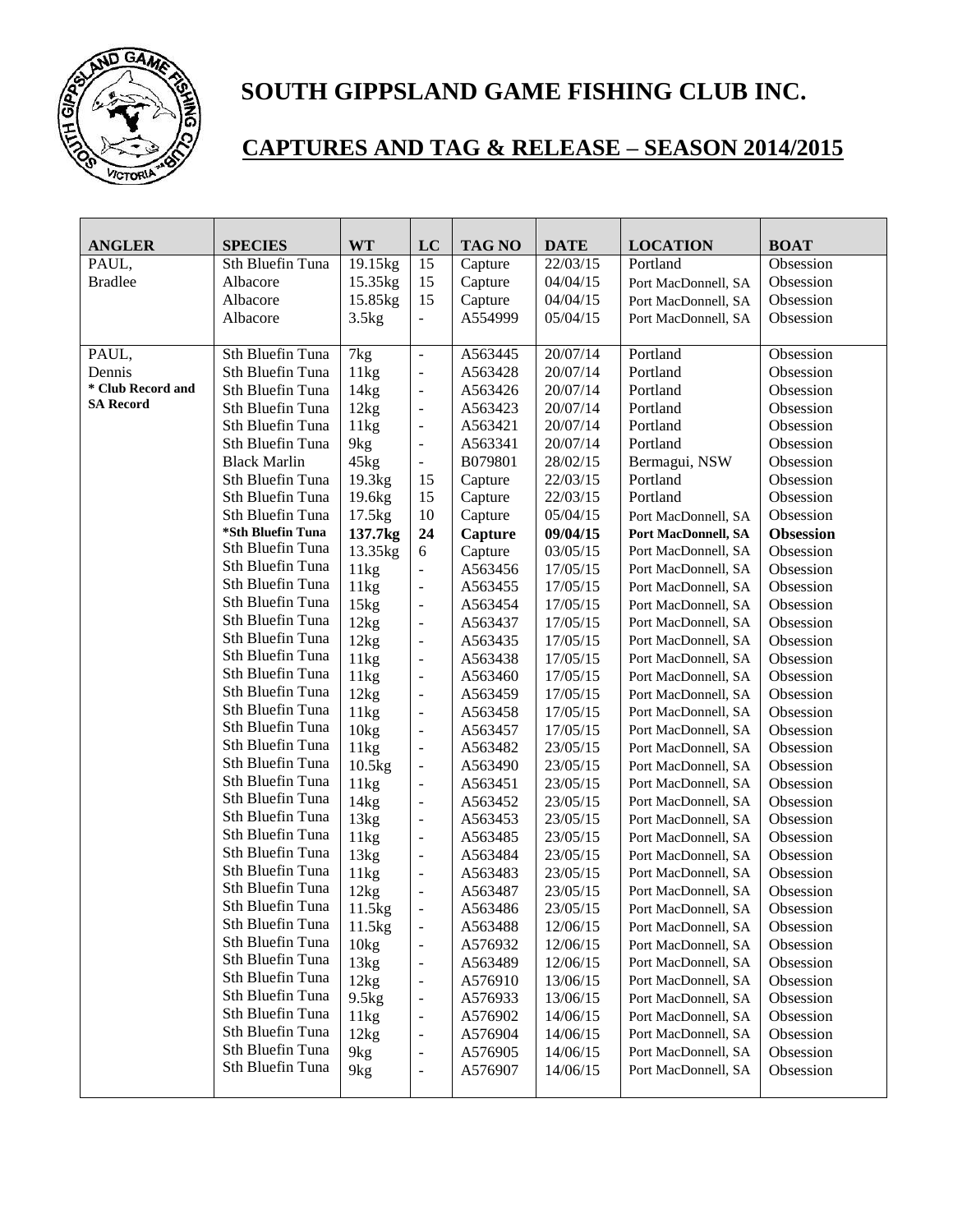# SOUTH GIPPSLAND GAME FISHING CLUB INC.

## CAPTURES AND TAG & RELEASE – SEASON 2014/2015

| ANGLER | SPECIES | WT | LC | TAG NO | DATE | LOCATION | BOAT |
|---|---|---|---|---|---|---|---|
| PAUL, | Sth Bluefin Tuna | 19.15kg | 15 | Capture | 22/03/15 | Portland | Obsession |
| Bradlee | Albacore | 15.35kg | 15 | Capture | 04/04/15 | Port MacDonnell, SA | Obsession |
| | Albacore | 15.85kg | 15 | Capture | 04/04/15 | Port MacDonnell, SA | Obsession |
| | Albacore | 3.5kg | - | A554999 | 05/04/15 | Port MacDonnell, SA | Obsession |
| | | | | | | | |
| PAUL, | Sth Bluefin Tuna | 7kg | - | A563445 | 20/07/14 | Portland | Obsession |
| Dennis | Sth Bluefin Tuna | 11kg | - | A563428 | 20/07/14 | Portland | Obsession |
| **\* Club Record and** | Sth Bluefin Tuna | 14kg | - | A563426 | 20/07/14 | Portland | Obsession |
| **SA Record** | Sth Bluefin Tuna | 12kg | - | A563423 | 20/07/14 | Portland | Obsession |
| | Sth Bluefin Tuna | 11kg | - | A563421 | 20/07/14 | Portland | Obsession |
| | Sth Bluefin Tuna | 9kg | - | A563341 | 20/07/14 | Portland | Obsession |
| | Black Marlin | 45kg | - | B079801 | 28/02/15 | Bermagui, NSW | Obsession |
| | Sth Bluefin Tuna | 19.3kg | 15 | Capture | 22/03/15 | Portland | Obsession |
| | Sth Bluefin Tuna | 19.6kg | 15 | Capture | 22/03/15 | Portland | Obsession |
| | Sth Bluefin Tuna | 17.5kg | 10 | Capture | 05/04/15 | Port MacDonnell, SA | Obsession |
| | **\*Sth Bluefin Tuna** | **137.7kg** | **24** | **Capture** | **09/04/15** | **Port MacDonnell, SA** | **Obsession** |
| | Sth Bluefin Tuna | 13.35kg | 6 | Capture | 03/05/15 | Port MacDonnell, SA | Obsession |
| | Sth Bluefin Tuna | 11kg | - | A563456 | 17/05/15 | Port MacDonnell, SA | Obsession |
| | Sth Bluefin Tuna | 11kg | - | A563455 | 17/05/15 | Port MacDonnell, SA | Obsession |
| | Sth Bluefin Tuna | 15kg | - | A563454 | 17/05/15 | Port MacDonnell, SA | Obsession |
| | Sth Bluefin Tuna | 12kg | - | A563437 | 17/05/15 | Port MacDonnell, SA | Obsession |
| | Sth Bluefin Tuna | 12kg | - | A563435 | 17/05/15 | Port MacDonnell, SA | Obsession |
| | Sth Bluefin Tuna | 11kg | - | A563438 | 17/05/15 | Port MacDonnell, SA | Obsession |
| | Sth Bluefin Tuna | 11kg | - | A563460 | 17/05/15 | Port MacDonnell, SA | Obsession |
| | Sth Bluefin Tuna | 12kg | - | A563459 | 17/05/15 | Port MacDonnell, SA | Obsession |
| | Sth Bluefin Tuna | 11kg | - | A563458 | 17/05/15 | Port MacDonnell, SA | Obsession |
| | Sth Bluefin Tuna | 10kg | - | A563457 | 17/05/15 | Port MacDonnell, SA | Obsession |
| | Sth Bluefin Tuna | 11kg | - | A563482 | 23/05/15 | Port MacDonnell, SA | Obsession |
| | Sth Bluefin Tuna | 10.5kg | - | A563490 | 23/05/15 | Port MacDonnell, SA | Obsession |
| | Sth Bluefin Tuna | 11kg | - | A563451 | 23/05/15 | Port MacDonnell, SA | Obsession |
| | Sth Bluefin Tuna | 14kg | - | A563452 | 23/05/15 | Port MacDonnell, SA | Obsession |
| | Sth Bluefin Tuna | 13kg | - | A563453 | 23/05/15 | Port MacDonnell, SA | Obsession |
| | Sth Bluefin Tuna | 11kg | - | A563485 | 23/05/15 | Port MacDonnell, SA | Obsession |
| | Sth Bluefin Tuna | 13kg | - | A563484 | 23/05/15 | Port MacDonnell, SA | Obsession |
| | Sth Bluefin Tuna | 11kg | - | A563483 | 23/05/15 | Port MacDonnell, SA | Obsession |
| | Sth Bluefin Tuna | 12kg | - | A563487 | 23/05/15 | Port MacDonnell, SA | Obsession |
| | Sth Bluefin Tuna | 11.5kg | - | A563486 | 23/05/15 | Port MacDonnell, SA | Obsession |
| | Sth Bluefin Tuna | 11.5kg | - | A563488 | 12/06/15 | Port MacDonnell, SA | Obsession |
| | Sth Bluefin Tuna | 10kg | - | A576932 | 12/06/15 | Port MacDonnell, SA | Obsession |
| | Sth Bluefin Tuna | 13kg | - | A563489 | 12/06/15 | Port MacDonnell, SA | Obsession |
| | Sth Bluefin Tuna | 12kg | - | A576910 | 13/06/15 | Port MacDonnell, SA | Obsession |
| | Sth Bluefin Tuna | 9.5kg | - | A576933 | 13/06/15 | Port MacDonnell, SA | Obsession |
| | Sth Bluefin Tuna | 11kg | - | A576902 | 14/06/15 | Port MacDonnell, SA | Obsession |
| | Sth Bluefin Tuna | 12kg | - | A576904 | 14/06/15 | Port MacDonnell, SA | Obsession |
| | Sth Bluefin Tuna | 9kg | - | A576905 | 14/06/15 | Port MacDonnell, SA | Obsession |
| | Sth Bluefin Tuna | 9kg | - | A576907 | 14/06/15 | Port MacDonnell, SA | Obsession |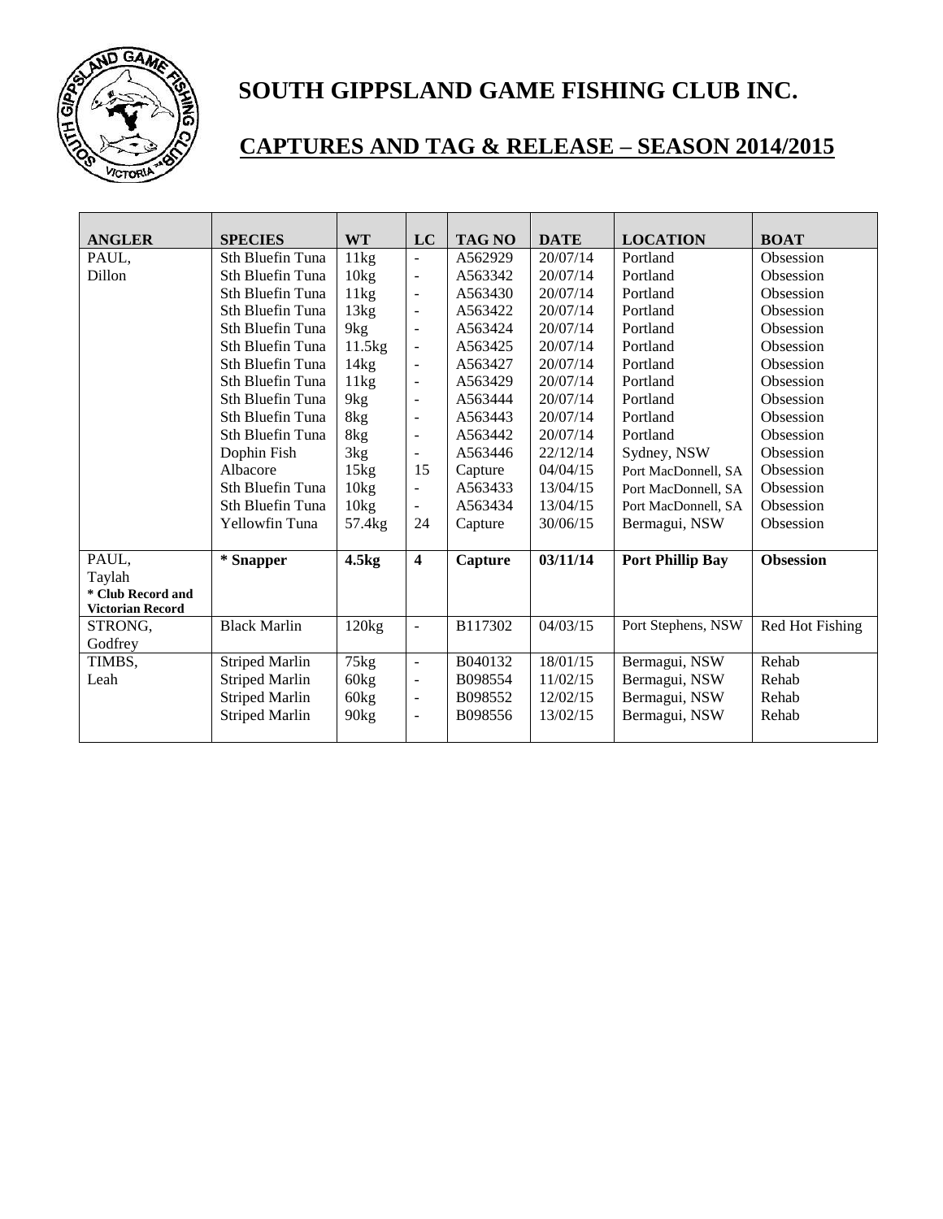# SOUTH GIPPSLAND GAME FISHING CLUB INC.

## CAPTURES AND TAG & RELEASE – SEASON 2014/2015

| ANGLER | SPECIES | WT | LC | TAG NO | DATE | LOCATION | BOAT |
|---|---|---|---|---|---|---|---|
| PAUL, Dillon | Sth Bluefin Tuna | 11kg | - | A562929 | 20/07/14 | Portland | Obsession |
| | Sth Bluefin Tuna | 10kg | - | A563342 | 20/07/14 | Portland | Obsession |
| | Sth Bluefin Tuna | 11kg | - | A563430 | 20/07/14 | Portland | Obsession |
| | Sth Bluefin Tuna | 13kg | - | A563422 | 20/07/14 | Portland | Obsession |
| | Sth Bluefin Tuna | 9kg | - | A563424 | 20/07/14 | Portland | Obsession |
| | Sth Bluefin Tuna | 11.5kg | - | A563425 | 20/07/14 | Portland | Obsession |
| | Sth Bluefin Tuna | 14kg | - | A563427 | 20/07/14 | Portland | Obsession |
| | Sth Bluefin Tuna | 11kg | - | A563429 | 20/07/14 | Portland | Obsession |
| | Sth Bluefin Tuna | 9kg | - | A563444 | 20/07/14 | Portland | Obsession |
| | Sth Bluefin Tuna | 8kg | - | A563443 | 20/07/14 | Portland | Obsession |
| | Sth Bluefin Tuna | 8kg | - | A563442 | 20/07/14 | Portland | Obsession |
| | Dophin Fish | 3kg | - | A563446 | 22/12/14 | Sydney, NSW | Obsession |
| | Albacore | 15kg | 15 | Capture | 04/04/15 | Port MacDonnell, SA | Obsession |
| | Sth Bluefin Tuna | 10kg | - | A563433 | 13/04/15 | Port MacDonnell, SA | Obsession |
| | Sth Bluefin Tuna | 10kg | - | A563434 | 13/04/15 | Port MacDonnell, SA | Obsession |
| | Yellowfin Tuna | 57.4kg | 24 | Capture | 30/06/15 | Bermagui, NSW | Obsession |
| PAUL, Taylah **\* Club Record and Victorian Record** | **\* Snapper** | **4.5kg** | **4** | **Capture** | **03/11/14** | **Port Phillip Bay** | **Obsession** |
| STRONG, Godfrey | Black Marlin | 120kg | - | B117302 | 04/03/15 | Port Stephens, NSW | Red Hot Fishing |
| TIMBS, Leah | Striped Marlin | 75kg | - | B040132 | 18/01/15 | Bermagui, NSW | Rehab |
| | Striped Marlin | 60kg | - | B098554 | 11/02/15 | Bermagui, NSW | Rehab |
| | Striped Marlin | 60kg | - | B098552 | 12/02/15 | Bermagui, NSW | Rehab |
| | Striped Marlin | 90kg | - | B098556 | 13/02/15 | Bermagui, NSW | Rehab |